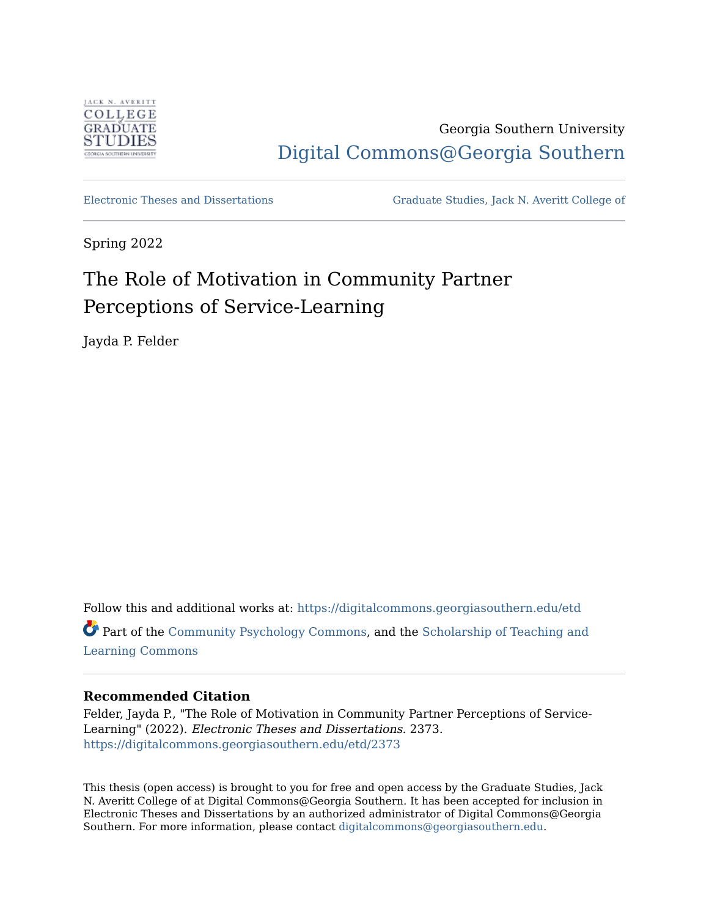Georgia Southern University

Digital Commons@Georgia Southern

Electronic Theses and Dissertations

Graduate Studies, Jack N. Averitt College of

Spring 2022

# The Role of Motivation in Community Partner Perceptions of Service-Learning

Jayda P. Felder

Follow this and additional works at: https://digitalcommons.georgiasouthern.edu/etd

Part of the Community Psychology Commons, and the Scholarship of Teaching and Learning Commons

### Recommended Citation

Felder, Jayda P., "The Role of Motivation in Community Partner Perceptions of Service-Learning" (2022). *Electronic Theses and Dissertations*. 2373.
https://digitalcommons.georgiasouthern.edu/etd/2373

This thesis (open access) is brought to you for free and open access by the Graduate Studies, Jack N. Averitt College of at Digital Commons@Georgia Southern. It has been accepted for inclusion in Electronic Theses and Dissertations by an authorized administrator of Digital Commons@Georgia Southern. For more information, please contact digitalcommons@georgiasouthern.edu.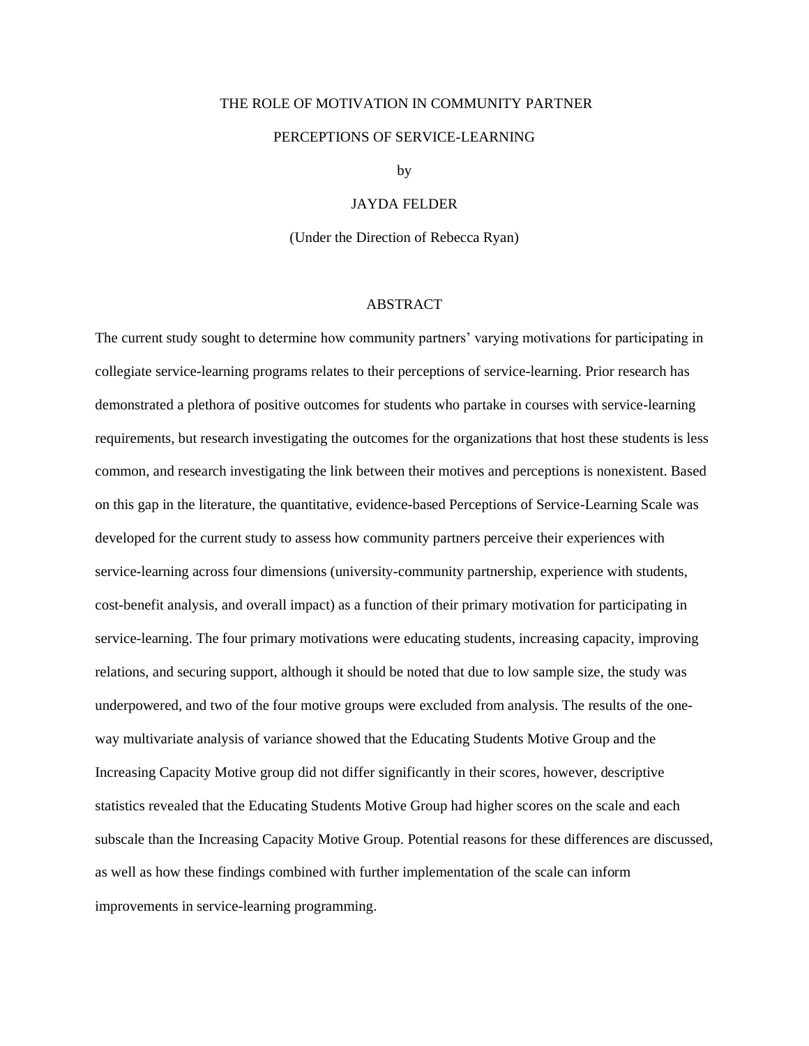# THE ROLE OF MOTIVATION IN COMMUNITY PARTNER PERCEPTIONS OF SERVICE-LEARNING

by

JAYDA FELDER

(Under the Direction of Rebecca Ryan)

## ABSTRACT

The current study sought to determine how community partners' varying motivations for participating in collegiate service-learning programs relates to their perceptions of service-learning. Prior research has demonstrated a plethora of positive outcomes for students who partake in courses with service-learning requirements, but research investigating the outcomes for the organizations that host these students is less common, and research investigating the link between their motives and perceptions is nonexistent. Based on this gap in the literature, the quantitative, evidence-based Perceptions of Service-Learning Scale was developed for the current study to assess how community partners perceive their experiences with service-learning across four dimensions (university-community partnership, experience with students, cost-benefit analysis, and overall impact) as a function of their primary motivation for participating in service-learning. The four primary motivations were educating students, increasing capacity, improving relations, and securing support, although it should be noted that due to low sample size, the study was underpowered, and two of the four motive groups were excluded from analysis. The results of the one-way multivariate analysis of variance showed that the Educating Students Motive Group and the Increasing Capacity Motive group did not differ significantly in their scores, however, descriptive statistics revealed that the Educating Students Motive Group had higher scores on the scale and each subscale than the Increasing Capacity Motive Group. Potential reasons for these differences are discussed, as well as how these findings combined with further implementation of the scale can inform improvements in service-learning programming.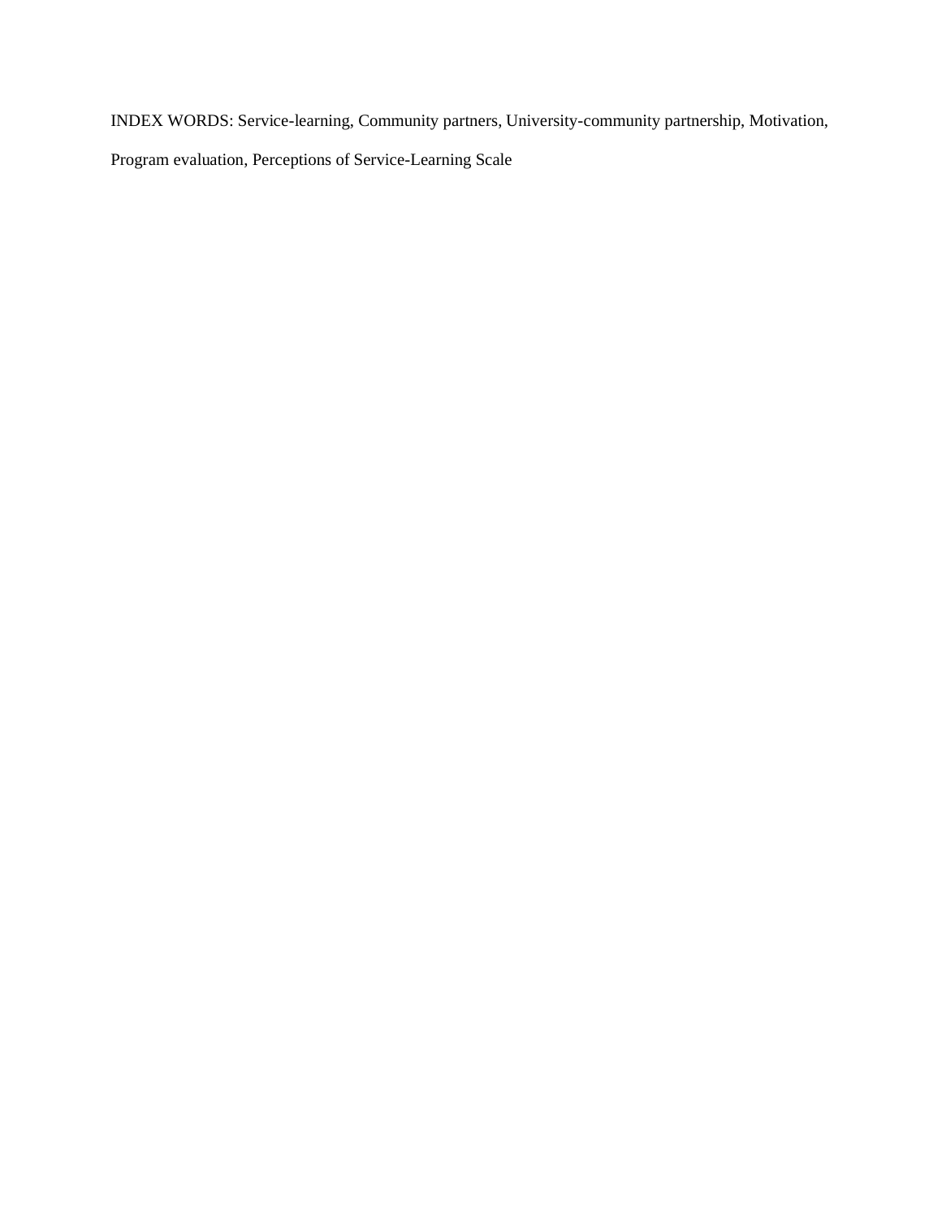INDEX WORDS: Service-learning, Community partners, University-community partnership, Motivation, Program evaluation, Perceptions of Service-Learning Scale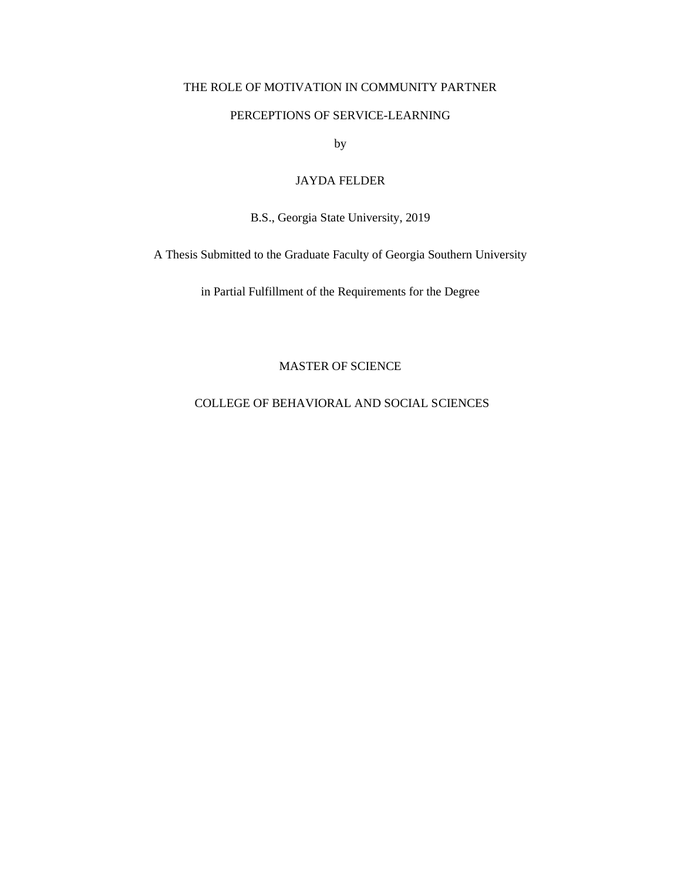THE ROLE OF MOTIVATION IN COMMUNITY PARTNER

PERCEPTIONS OF SERVICE-LEARNING

by

JAYDA FELDER

B.S., Georgia State University, 2019

A Thesis Submitted to the Graduate Faculty of Georgia Southern University

in Partial Fulfillment of the Requirements for the Degree

MASTER OF SCIENCE

COLLEGE OF BEHAVIORAL AND SOCIAL SCIENCES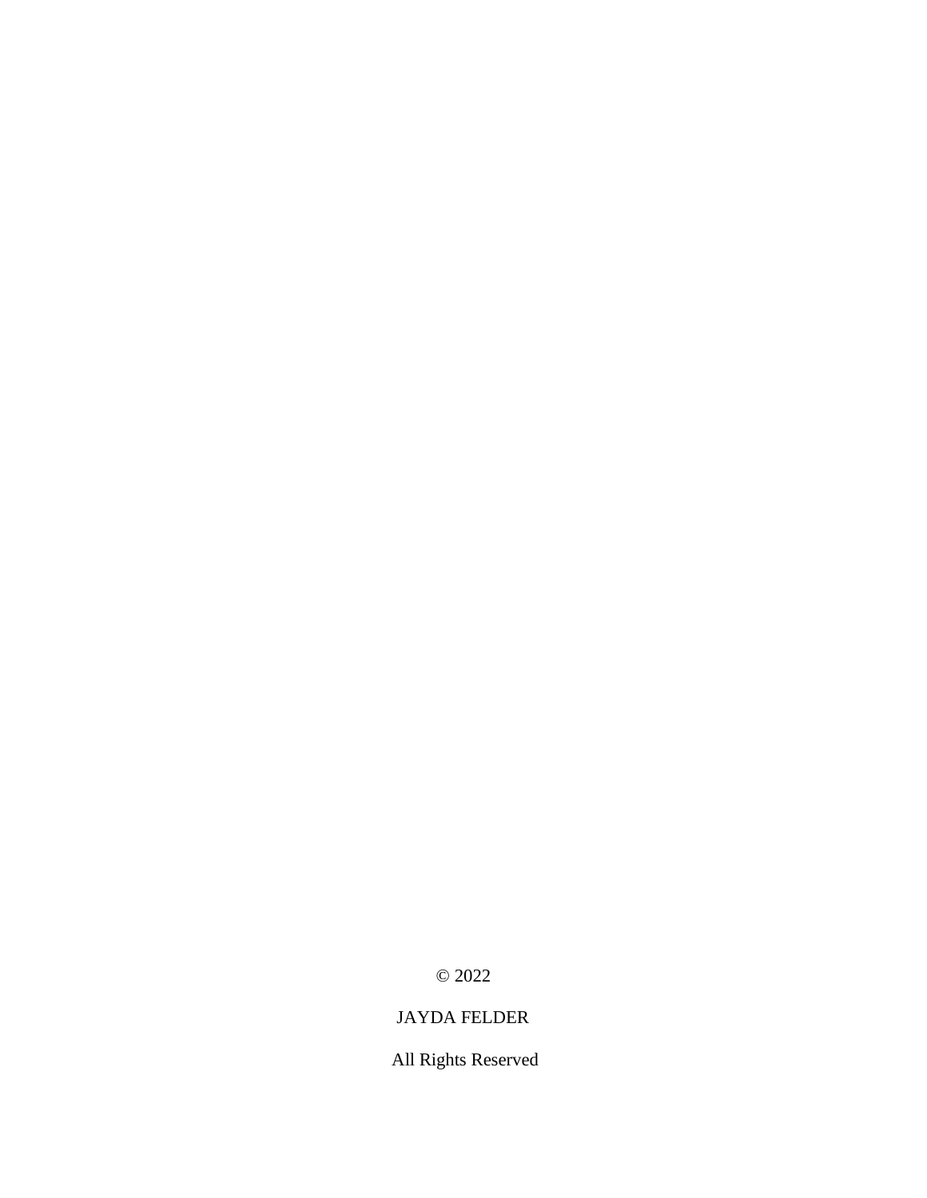© 2022

JAYDA FELDER

All Rights Reserved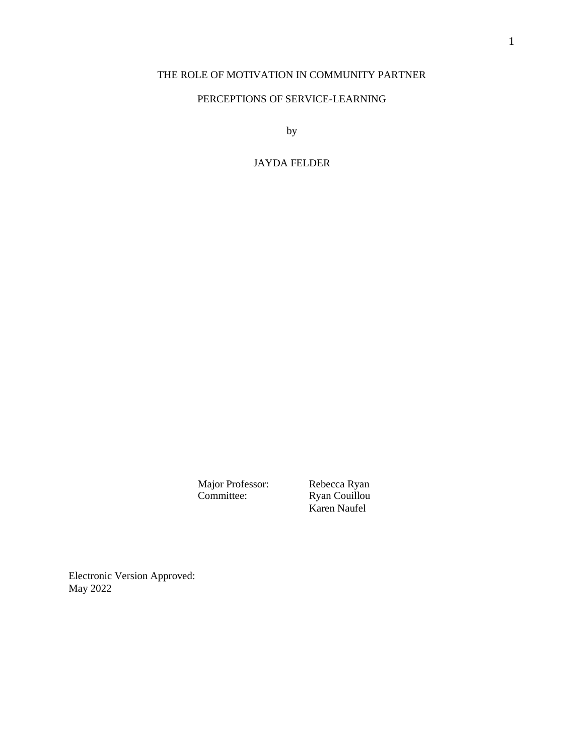THE ROLE OF MOTIVATION IN COMMUNITY PARTNER

PERCEPTIONS OF SERVICE-LEARNING

by

JAYDA FELDER

Major Professor: Rebecca Ryan
Committee: Ryan Couillou
Karen Naufel

Electronic Version Approved:
May 2022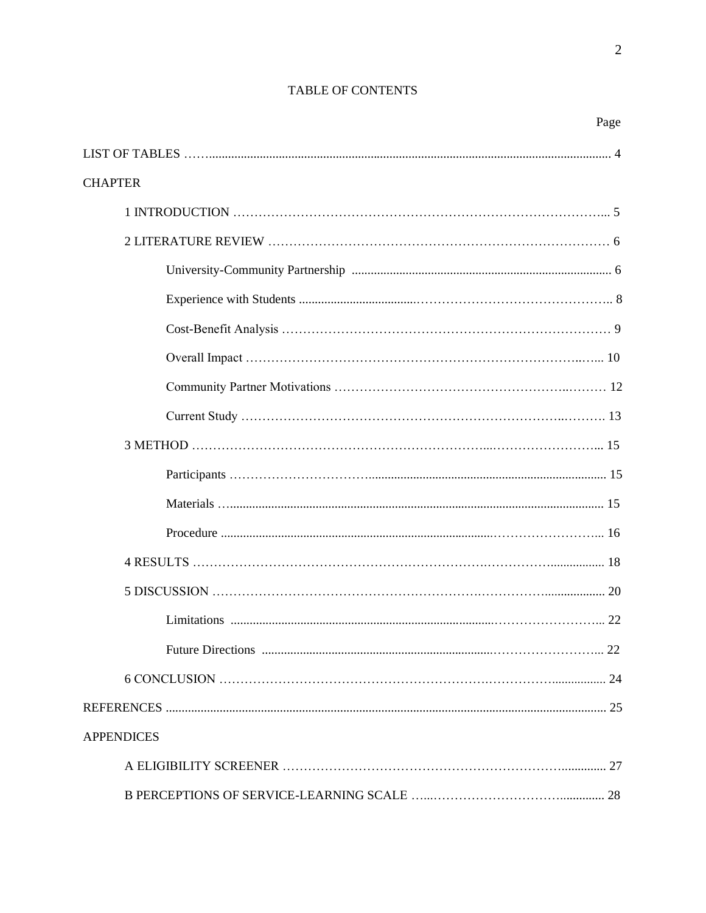# TABLE OF CONTENTS

Page

LIST OF TABLES ........ 4

CHAPTER

- 1 INTRODUCTION ........ 5
- 2 LITERATURE REVIEW ........ 6
  - University-Community Partnership ........ 6
  - Experience with Students ........ 8
  - Cost-Benefit Analysis ........ 9
  - Overall Impact ........ 10
  - Community Partner Motivations ........ 12
  - Current Study ........ 13
- 3 METHOD ........ 15
  - Participants ........ 15
  - Materials ........ 15
  - Procedure ........ 16
- 4 RESULTS ........ 18
- 5 DISCUSSION ........ 20
  - Limitations ........ 22
  - Future Directions ........ 22
- 6 CONCLUSION ........ 24

REFERENCES ........ 25

APPENDICES

- A ELIGIBILITY SCREENER ........ 27
- B PERCEPTIONS OF SERVICE-LEARNING SCALE ........ 28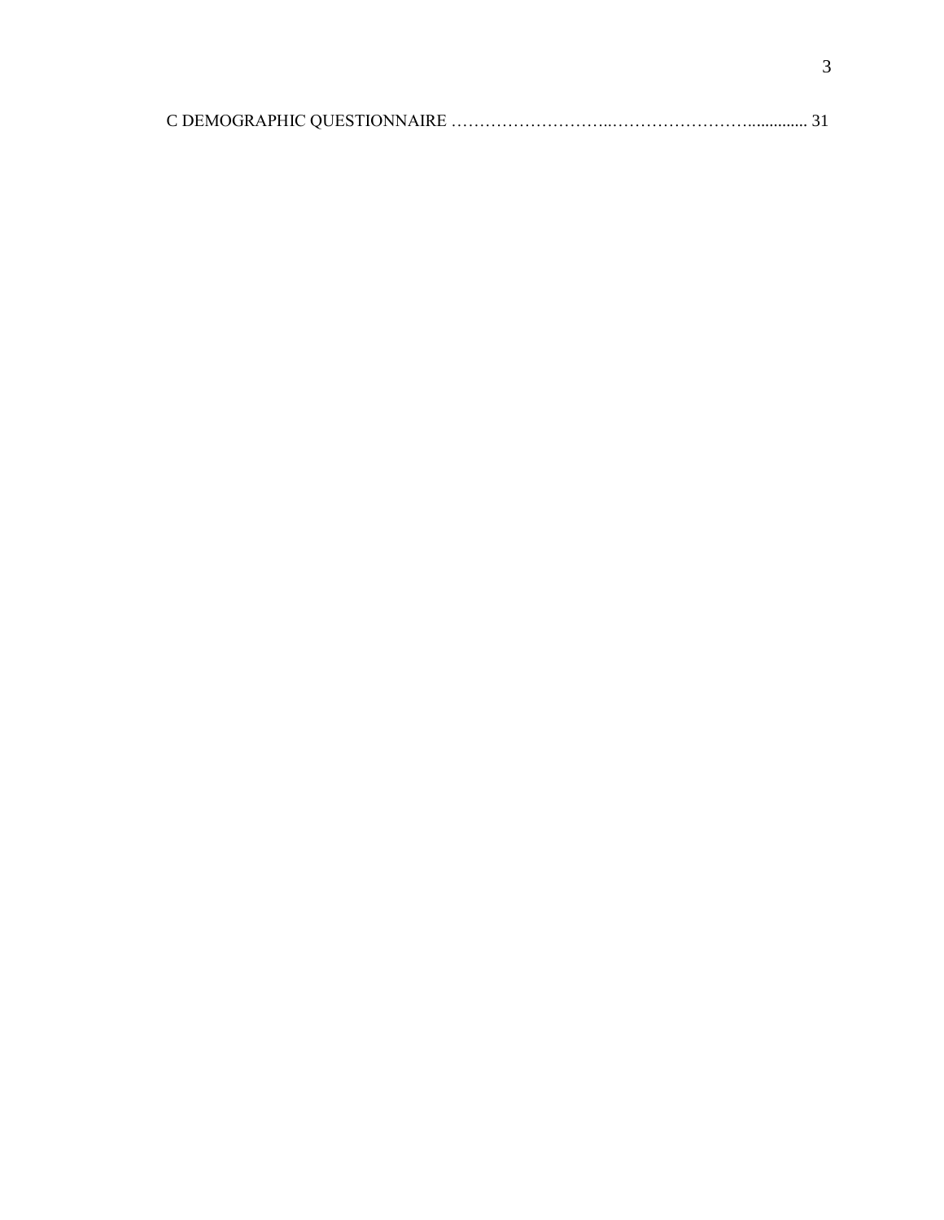C DEMOGRAPHIC QUESTIONNAIRE ……………………….…………………….............. 31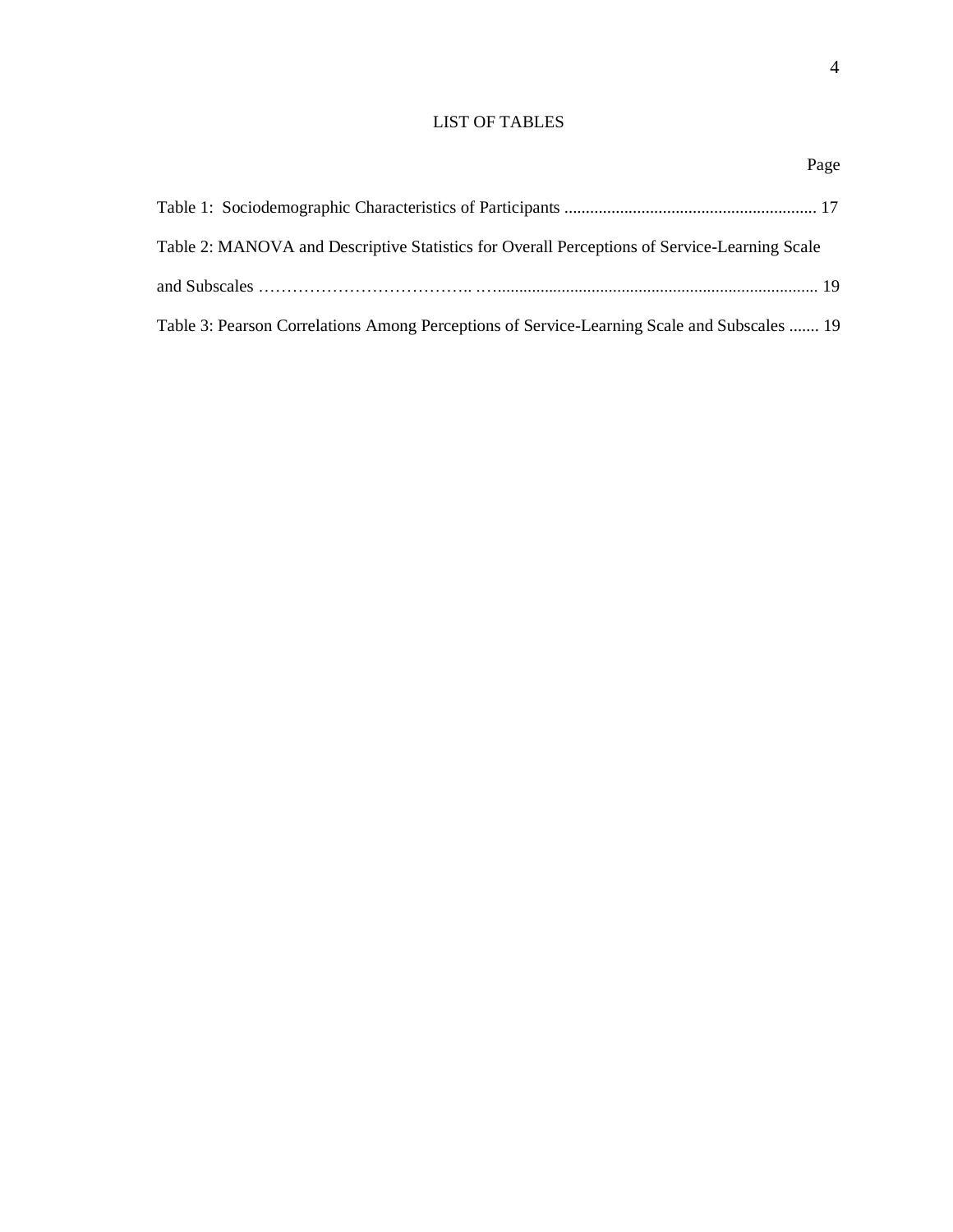# LIST OF TABLES

Page

Table 1: Sociodemographic Characteristics of Participants ........................................................... 17

Table 2: MANOVA and Descriptive Statistics for Overall Perceptions of Service-Learning Scale and Subscales ………………………………. …......................................................................... 19

Table 3: Pearson Correlations Among Perceptions of Service-Learning Scale and Subscales ....... 19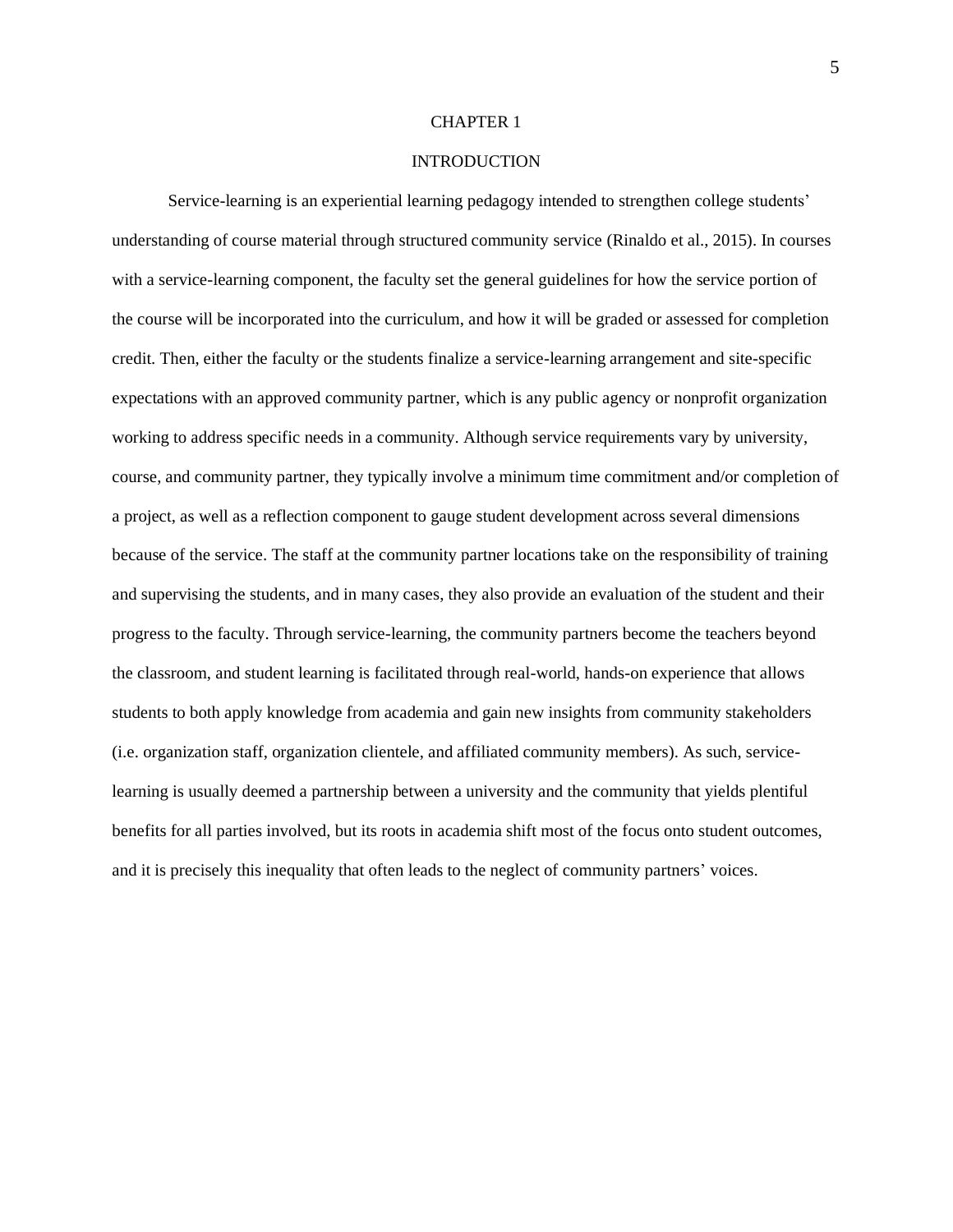# CHAPTER 1

## INTRODUCTION

Service-learning is an experiential learning pedagogy intended to strengthen college students' understanding of course material through structured community service (Rinaldo et al., 2015). In courses with a service-learning component, the faculty set the general guidelines for how the service portion of the course will be incorporated into the curriculum, and how it will be graded or assessed for completion credit. Then, either the faculty or the students finalize a service-learning arrangement and site-specific expectations with an approved community partner, which is any public agency or nonprofit organization working to address specific needs in a community. Although service requirements vary by university, course, and community partner, they typically involve a minimum time commitment and/or completion of a project, as well as a reflection component to gauge student development across several dimensions because of the service. The staff at the community partner locations take on the responsibility of training and supervising the students, and in many cases, they also provide an evaluation of the student and their progress to the faculty. Through service-learning, the community partners become the teachers beyond the classroom, and student learning is facilitated through real-world, hands-on experience that allows students to both apply knowledge from academia and gain new insights from community stakeholders (i.e. organization staff, organization clientele, and affiliated community members). As such, service-learning is usually deemed a partnership between a university and the community that yields plentiful benefits for all parties involved, but its roots in academia shift most of the focus onto student outcomes, and it is precisely this inequality that often leads to the neglect of community partners' voices.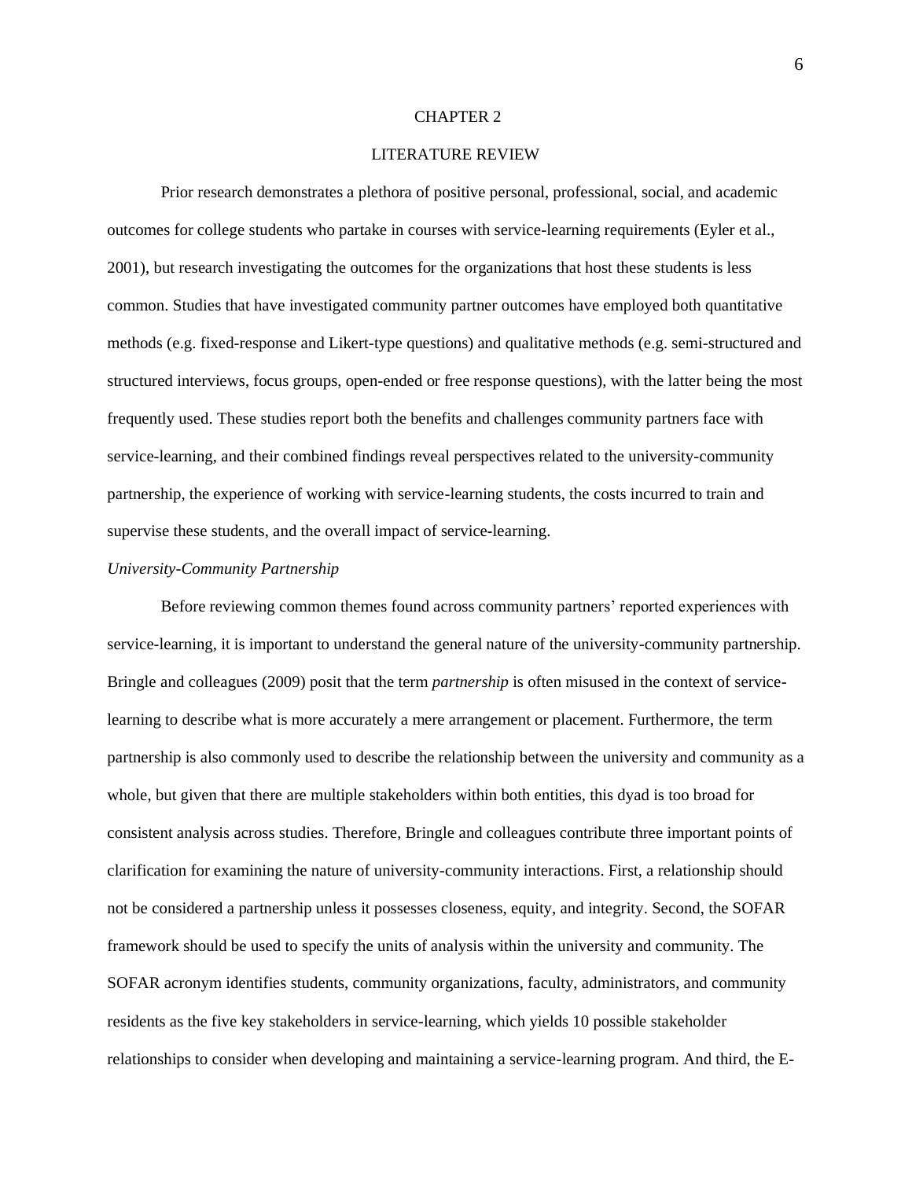# CHAPTER 2

## LITERATURE REVIEW

Prior research demonstrates a plethora of positive personal, professional, social, and academic outcomes for college students who partake in courses with service-learning requirements (Eyler et al., 2001), but research investigating the outcomes for the organizations that host these students is less common. Studies that have investigated community partner outcomes have employed both quantitative methods (e.g. fixed-response and Likert-type questions) and qualitative methods (e.g. semi-structured and structured interviews, focus groups, open-ended or free response questions), with the latter being the most frequently used. These studies report both the benefits and challenges community partners face with service-learning, and their combined findings reveal perspectives related to the university-community partnership, the experience of working with service-learning students, the costs incurred to train and supervise these students, and the overall impact of service-learning.

### *University-Community Partnership*

Before reviewing common themes found across community partners' reported experiences with service-learning, it is important to understand the general nature of the university-community partnership. Bringle and colleagues (2009) posit that the term *partnership* is often misused in the context of service-learning to describe what is more accurately a mere arrangement or placement. Furthermore, the term partnership is also commonly used to describe the relationship between the university and community as a whole, but given that there are multiple stakeholders within both entities, this dyad is too broad for consistent analysis across studies. Therefore, Bringle and colleagues contribute three important points of clarification for examining the nature of university-community interactions. First, a relationship should not be considered a partnership unless it possesses closeness, equity, and integrity. Second, the SOFAR framework should be used to specify the units of analysis within the university and community. The SOFAR acronym identifies students, community organizations, faculty, administrators, and community residents as the five key stakeholders in service-learning, which yields 10 possible stakeholder relationships to consider when developing and maintaining a service-learning program. And third, the E-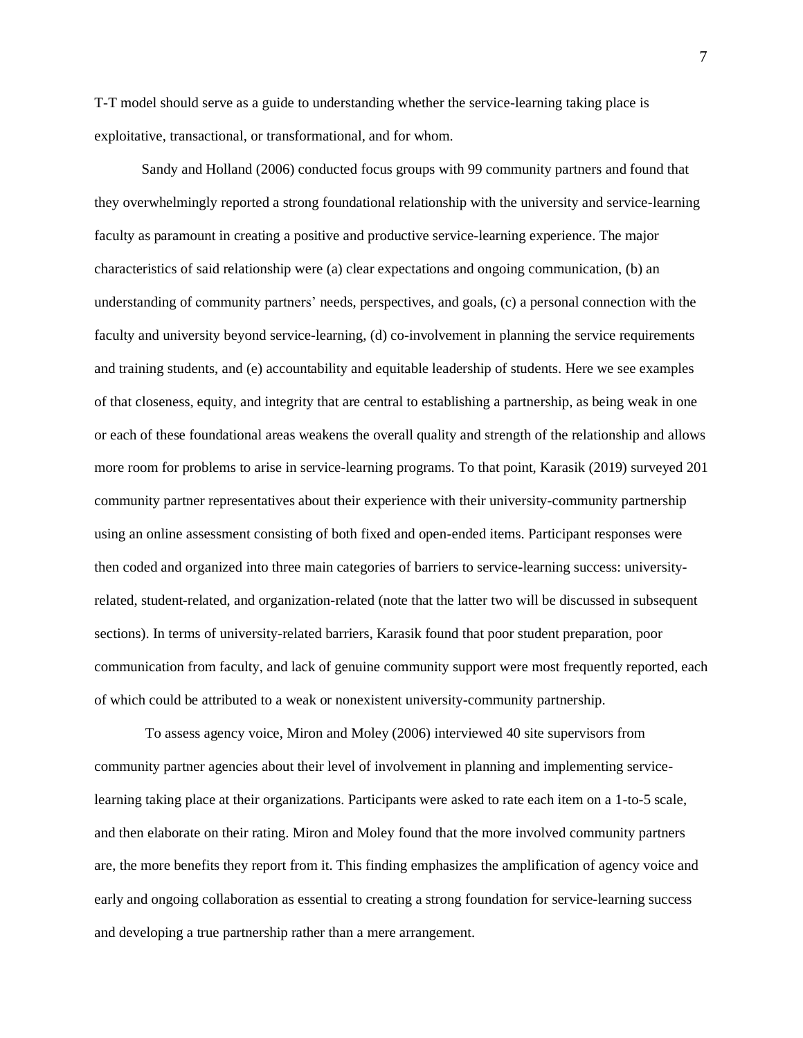T-T model should serve as a guide to understanding whether the service-learning taking place is exploitative, transactional, or transformational, and for whom.

Sandy and Holland (2006) conducted focus groups with 99 community partners and found that they overwhelmingly reported a strong foundational relationship with the university and service-learning faculty as paramount in creating a positive and productive service-learning experience. The major characteristics of said relationship were (a) clear expectations and ongoing communication, (b) an understanding of community partners' needs, perspectives, and goals, (c) a personal connection with the faculty and university beyond service-learning, (d) co-involvement in planning the service requirements and training students, and (e) accountability and equitable leadership of students. Here we see examples of that closeness, equity, and integrity that are central to establishing a partnership, as being weak in one or each of these foundational areas weakens the overall quality and strength of the relationship and allows more room for problems to arise in service-learning programs. To that point, Karasik (2019) surveyed 201 community partner representatives about their experience with their university-community partnership using an online assessment consisting of both fixed and open-ended items. Participant responses were then coded and organized into three main categories of barriers to service-learning success: university-related, student-related, and organization-related (note that the latter two will be discussed in subsequent sections). In terms of university-related barriers, Karasik found that poor student preparation, poor communication from faculty, and lack of genuine community support were most frequently reported, each of which could be attributed to a weak or nonexistent university-community partnership.

To assess agency voice, Miron and Moley (2006) interviewed 40 site supervisors from community partner agencies about their level of involvement in planning and implementing service-learning taking place at their organizations. Participants were asked to rate each item on a 1-to-5 scale, and then elaborate on their rating. Miron and Moley found that the more involved community partners are, the more benefits they report from it. This finding emphasizes the amplification of agency voice and early and ongoing collaboration as essential to creating a strong foundation for service-learning success and developing a true partnership rather than a mere arrangement.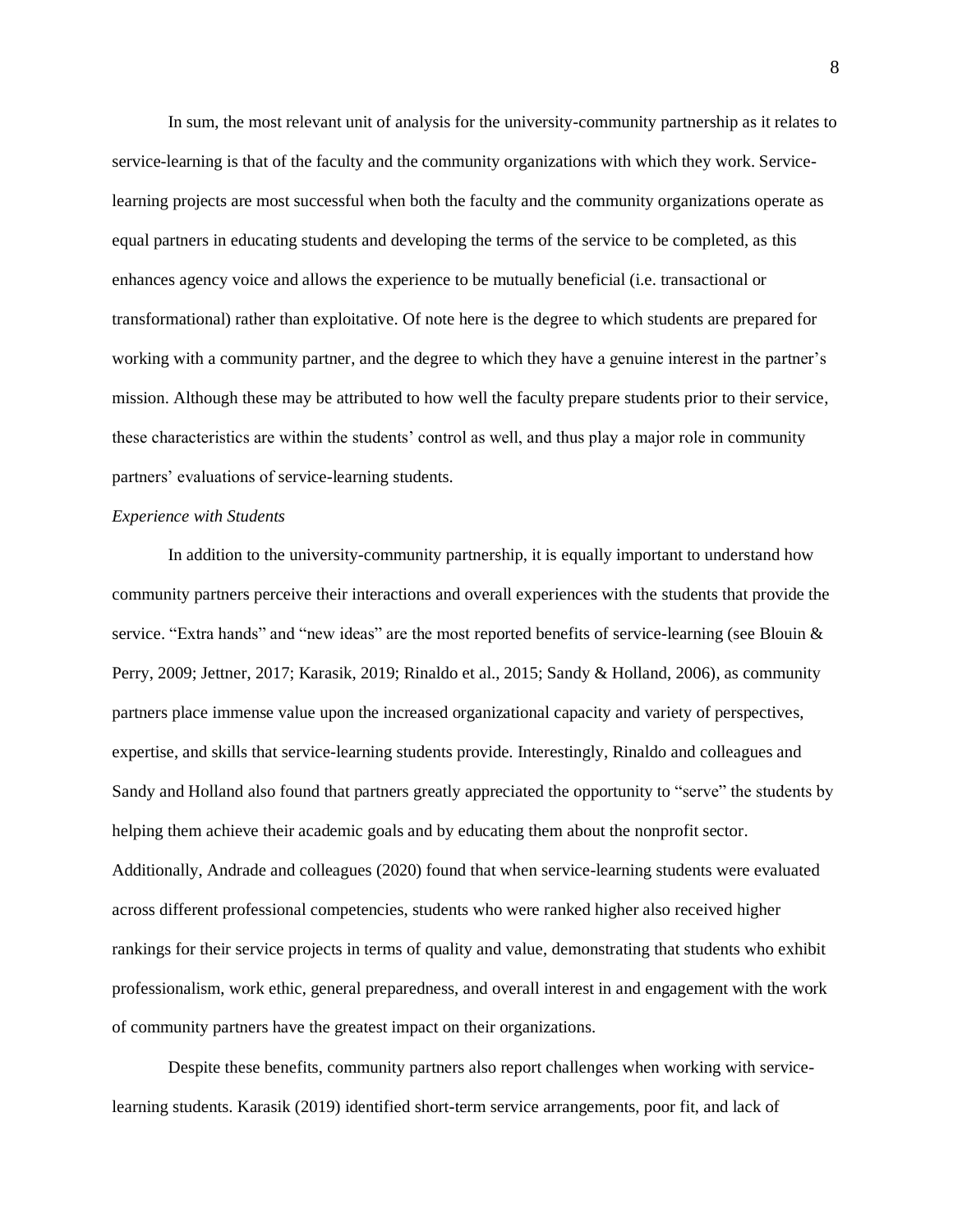In sum, the most relevant unit of analysis for the university-community partnership as it relates to service-learning is that of the faculty and the community organizations with which they work. Service-learning projects are most successful when both the faculty and the community organizations operate as equal partners in educating students and developing the terms of the service to be completed, as this enhances agency voice and allows the experience to be mutually beneficial (i.e. transactional or transformational) rather than exploitative. Of note here is the degree to which students are prepared for working with a community partner, and the degree to which they have a genuine interest in the partner's mission. Although these may be attributed to how well the faculty prepare students prior to their service, these characteristics are within the students' control as well, and thus play a major role in community partners' evaluations of service-learning students.

*Experience with Students*

In addition to the university-community partnership, it is equally important to understand how community partners perceive their interactions and overall experiences with the students that provide the service. "Extra hands" and "new ideas" are the most reported benefits of service-learning (see Blouin & Perry, 2009; Jettner, 2017; Karasik, 2019; Rinaldo et al., 2015; Sandy & Holland, 2006), as community partners place immense value upon the increased organizational capacity and variety of perspectives, expertise, and skills that service-learning students provide. Interestingly, Rinaldo and colleagues and Sandy and Holland also found that partners greatly appreciated the opportunity to "serve" the students by helping them achieve their academic goals and by educating them about the nonprofit sector. Additionally, Andrade and colleagues (2020) found that when service-learning students were evaluated across different professional competencies, students who were ranked higher also received higher rankings for their service projects in terms of quality and value, demonstrating that students who exhibit professionalism, work ethic, general preparedness, and overall interest in and engagement with the work of community partners have the greatest impact on their organizations.

Despite these benefits, community partners also report challenges when working with service-learning students. Karasik (2019) identified short-term service arrangements, poor fit, and lack of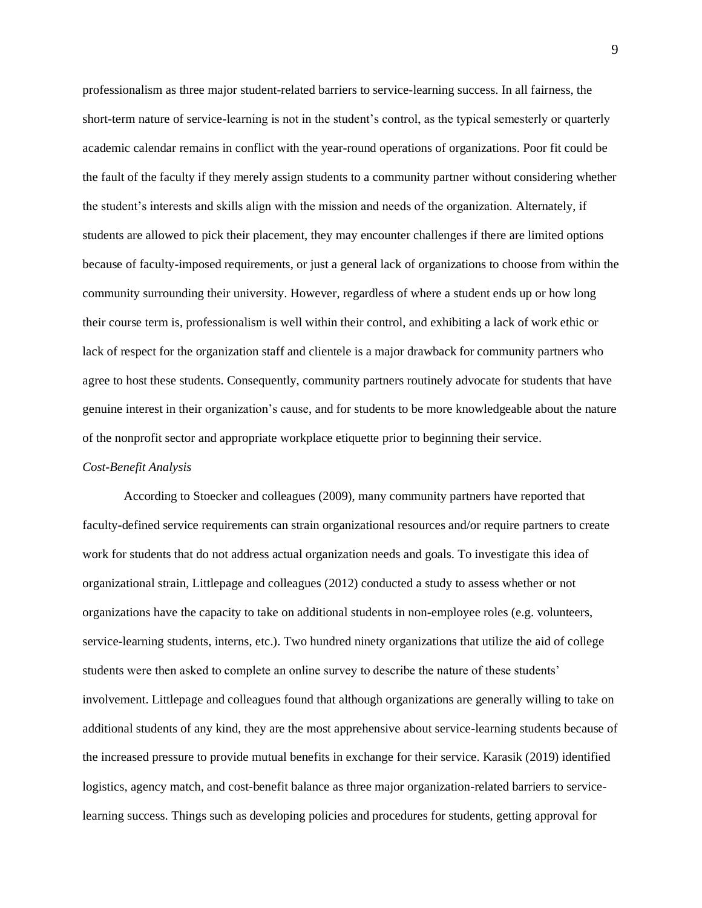professionalism as three major student-related barriers to service-learning success. In all fairness, the short-term nature of service-learning is not in the student's control, as the typical semesterly or quarterly academic calendar remains in conflict with the year-round operations of organizations. Poor fit could be the fault of the faculty if they merely assign students to a community partner without considering whether the student's interests and skills align with the mission and needs of the organization. Alternately, if students are allowed to pick their placement, they may encounter challenges if there are limited options because of faculty-imposed requirements, or just a general lack of organizations to choose from within the community surrounding their university. However, regardless of where a student ends up or how long their course term is, professionalism is well within their control, and exhibiting a lack of work ethic or lack of respect for the organization staff and clientele is a major drawback for community partners who agree to host these students. Consequently, community partners routinely advocate for students that have genuine interest in their organization's cause, and for students to be more knowledgeable about the nature of the nonprofit sector and appropriate workplace etiquette prior to beginning their service.

*Cost-Benefit Analysis*

According to Stoecker and colleagues (2009), many community partners have reported that faculty-defined service requirements can strain organizational resources and/or require partners to create work for students that do not address actual organization needs and goals. To investigate this idea of organizational strain, Littlepage and colleagues (2012) conducted a study to assess whether or not organizations have the capacity to take on additional students in non-employee roles (e.g. volunteers, service-learning students, interns, etc.). Two hundred ninety organizations that utilize the aid of college students were then asked to complete an online survey to describe the nature of these students' involvement. Littlepage and colleagues found that although organizations are generally willing to take on additional students of any kind, they are the most apprehensive about service-learning students because of the increased pressure to provide mutual benefits in exchange for their service. Karasik (2019) identified logistics, agency match, and cost-benefit balance as three major organization-related barriers to service-learning success. Things such as developing policies and procedures for students, getting approval for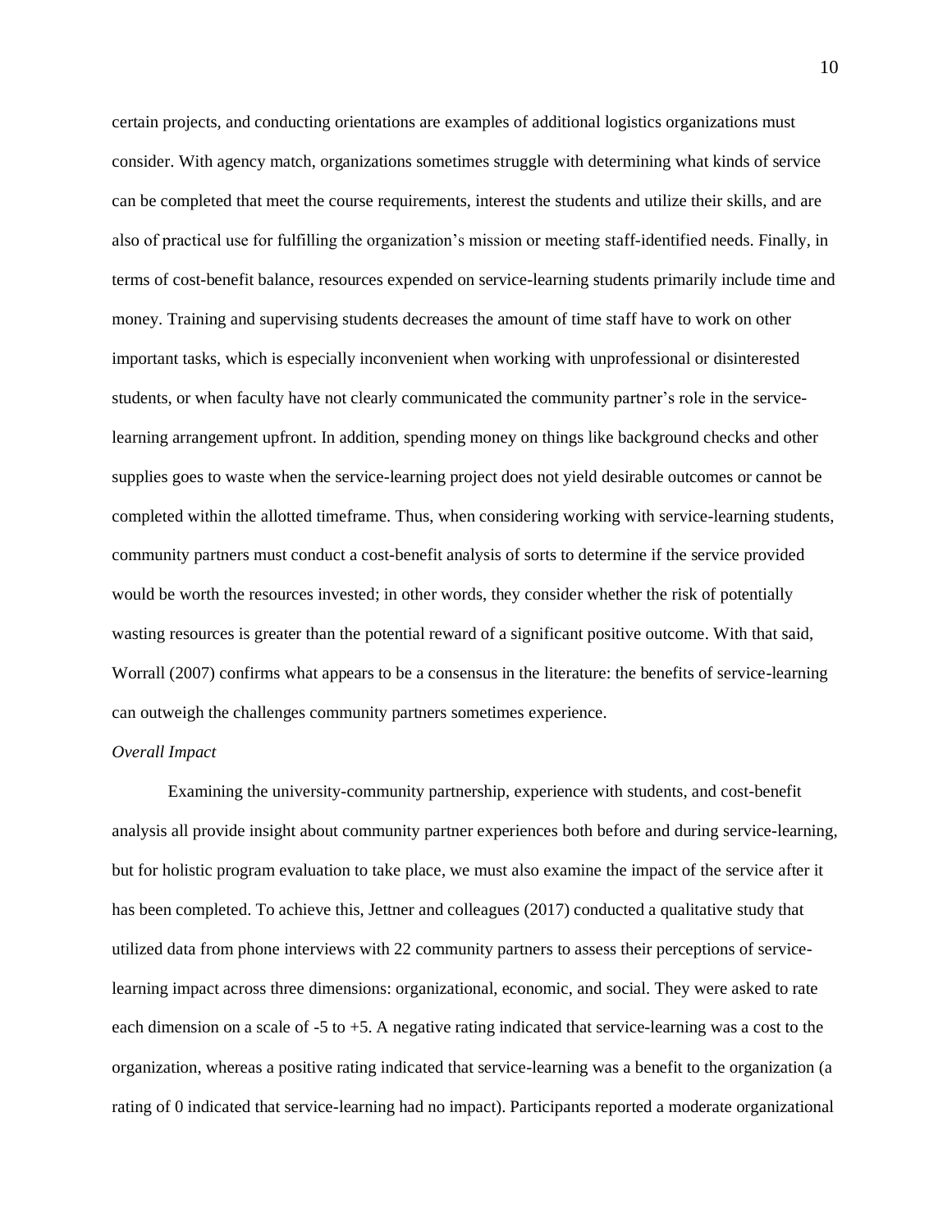certain projects, and conducting orientations are examples of additional logistics organizations must consider. With agency match, organizations sometimes struggle with determining what kinds of service can be completed that meet the course requirements, interest the students and utilize their skills, and are also of practical use for fulfilling the organization's mission or meeting staff-identified needs. Finally, in terms of cost-benefit balance, resources expended on service-learning students primarily include time and money. Training and supervising students decreases the amount of time staff have to work on other important tasks, which is especially inconvenient when working with unprofessional or disinterested students, or when faculty have not clearly communicated the community partner's role in the service-learning arrangement upfront. In addition, spending money on things like background checks and other supplies goes to waste when the service-learning project does not yield desirable outcomes or cannot be completed within the allotted timeframe. Thus, when considering working with service-learning students, community partners must conduct a cost-benefit analysis of sorts to determine if the service provided would be worth the resources invested; in other words, they consider whether the risk of potentially wasting resources is greater than the potential reward of a significant positive outcome. With that said, Worrall (2007) confirms what appears to be a consensus in the literature: the benefits of service-learning can outweigh the challenges community partners sometimes experience.

*Overall Impact*

Examining the university-community partnership, experience with students, and cost-benefit analysis all provide insight about community partner experiences both before and during service-learning, but for holistic program evaluation to take place, we must also examine the impact of the service after it has been completed. To achieve this, Jettner and colleagues (2017) conducted a qualitative study that utilized data from phone interviews with 22 community partners to assess their perceptions of service-learning impact across three dimensions: organizational, economic, and social. They were asked to rate each dimension on a scale of -5 to +5. A negative rating indicated that service-learning was a cost to the organization, whereas a positive rating indicated that service-learning was a benefit to the organization (a rating of 0 indicated that service-learning had no impact). Participants reported a moderate organizational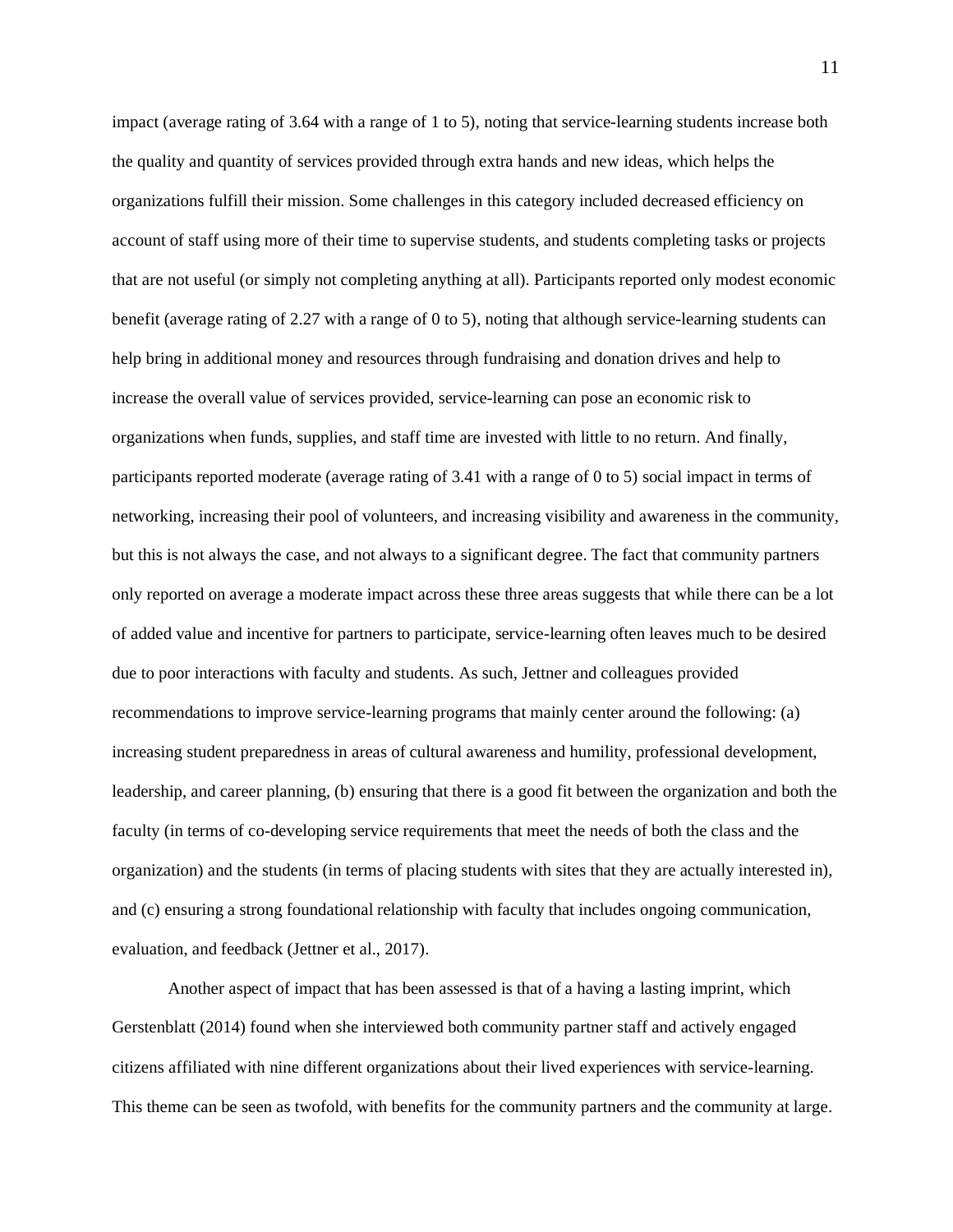impact (average rating of 3.64 with a range of 1 to 5), noting that service-learning students increase both the quality and quantity of services provided through extra hands and new ideas, which helps the organizations fulfill their mission. Some challenges in this category included decreased efficiency on account of staff using more of their time to supervise students, and students completing tasks or projects that are not useful (or simply not completing anything at all). Participants reported only modest economic benefit (average rating of 2.27 with a range of 0 to 5), noting that although service-learning students can help bring in additional money and resources through fundraising and donation drives and help to increase the overall value of services provided, service-learning can pose an economic risk to organizations when funds, supplies, and staff time are invested with little to no return. And finally, participants reported moderate (average rating of 3.41 with a range of 0 to 5) social impact in terms of networking, increasing their pool of volunteers, and increasing visibility and awareness in the community, but this is not always the case, and not always to a significant degree. The fact that community partners only reported on average a moderate impact across these three areas suggests that while there can be a lot of added value and incentive for partners to participate, service-learning often leaves much to be desired due to poor interactions with faculty and students. As such, Jettner and colleagues provided recommendations to improve service-learning programs that mainly center around the following: (a) increasing student preparedness in areas of cultural awareness and humility, professional development, leadership, and career planning, (b) ensuring that there is a good fit between the organization and both the faculty (in terms of co-developing service requirements that meet the needs of both the class and the organization) and the students (in terms of placing students with sites that they are actually interested in), and (c) ensuring a strong foundational relationship with faculty that includes ongoing communication, evaluation, and feedback (Jettner et al., 2017).

Another aspect of impact that has been assessed is that of a having a lasting imprint, which Gerstenblatt (2014) found when she interviewed both community partner staff and actively engaged citizens affiliated with nine different organizations about their lived experiences with service-learning. This theme can be seen as twofold, with benefits for the community partners and the community at large.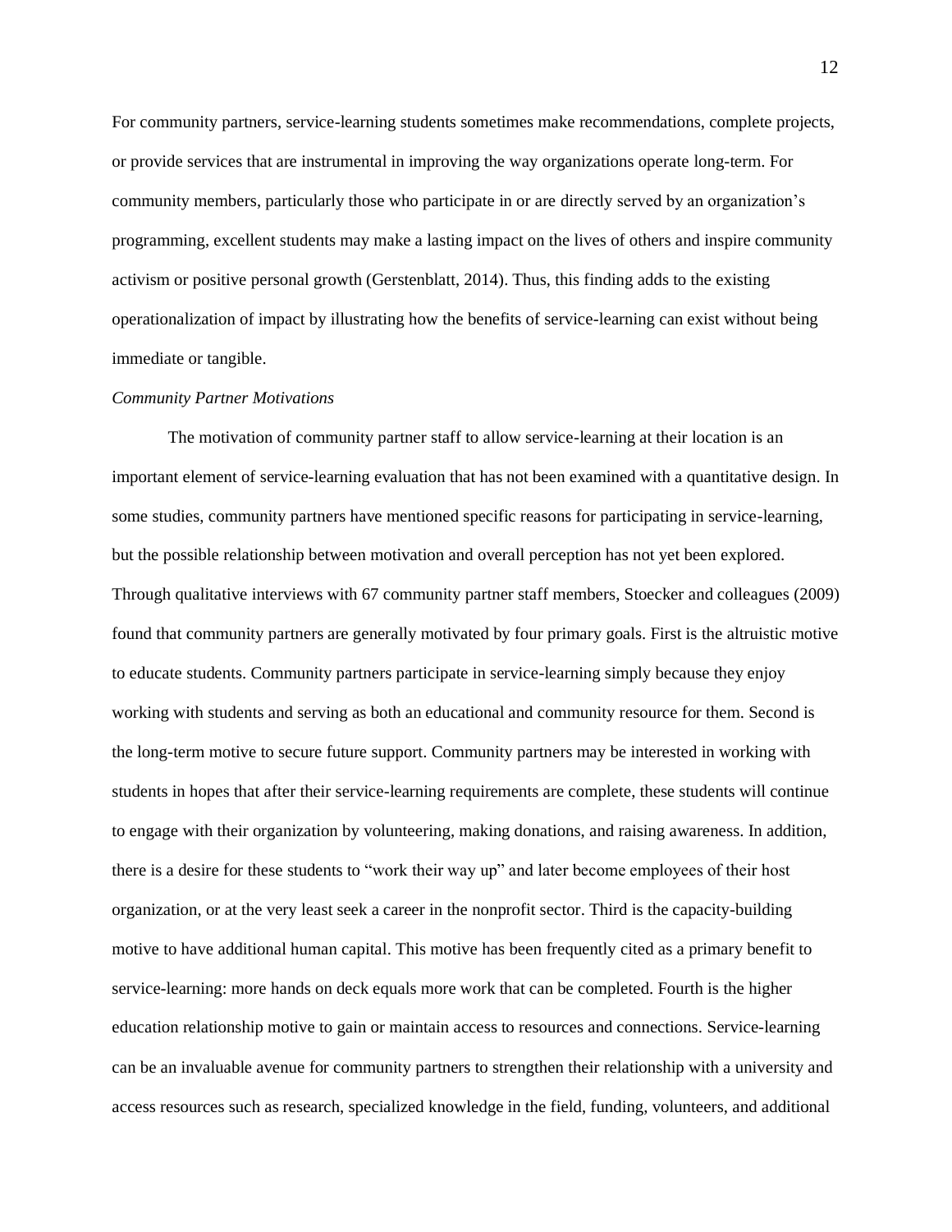For community partners, service-learning students sometimes make recommendations, complete projects, or provide services that are instrumental in improving the way organizations operate long-term. For community members, particularly those who participate in or are directly served by an organization's programming, excellent students may make a lasting impact on the lives of others and inspire community activism or positive personal growth (Gerstenblatt, 2014). Thus, this finding adds to the existing operationalization of impact by illustrating how the benefits of service-learning can exist without being immediate or tangible.

*Community Partner Motivations*

The motivation of community partner staff to allow service-learning at their location is an important element of service-learning evaluation that has not been examined with a quantitative design. In some studies, community partners have mentioned specific reasons for participating in service-learning, but the possible relationship between motivation and overall perception has not yet been explored. Through qualitative interviews with 67 community partner staff members, Stoecker and colleagues (2009) found that community partners are generally motivated by four primary goals. First is the altruistic motive to educate students. Community partners participate in service-learning simply because they enjoy working with students and serving as both an educational and community resource for them. Second is the long-term motive to secure future support. Community partners may be interested in working with students in hopes that after their service-learning requirements are complete, these students will continue to engage with their organization by volunteering, making donations, and raising awareness. In addition, there is a desire for these students to "work their way up" and later become employees of their host organization, or at the very least seek a career in the nonprofit sector. Third is the capacity-building motive to have additional human capital. This motive has been frequently cited as a primary benefit to service-learning: more hands on deck equals more work that can be completed. Fourth is the higher education relationship motive to gain or maintain access to resources and connections. Service-learning can be an invaluable avenue for community partners to strengthen their relationship with a university and access resources such as research, specialized knowledge in the field, funding, volunteers, and additional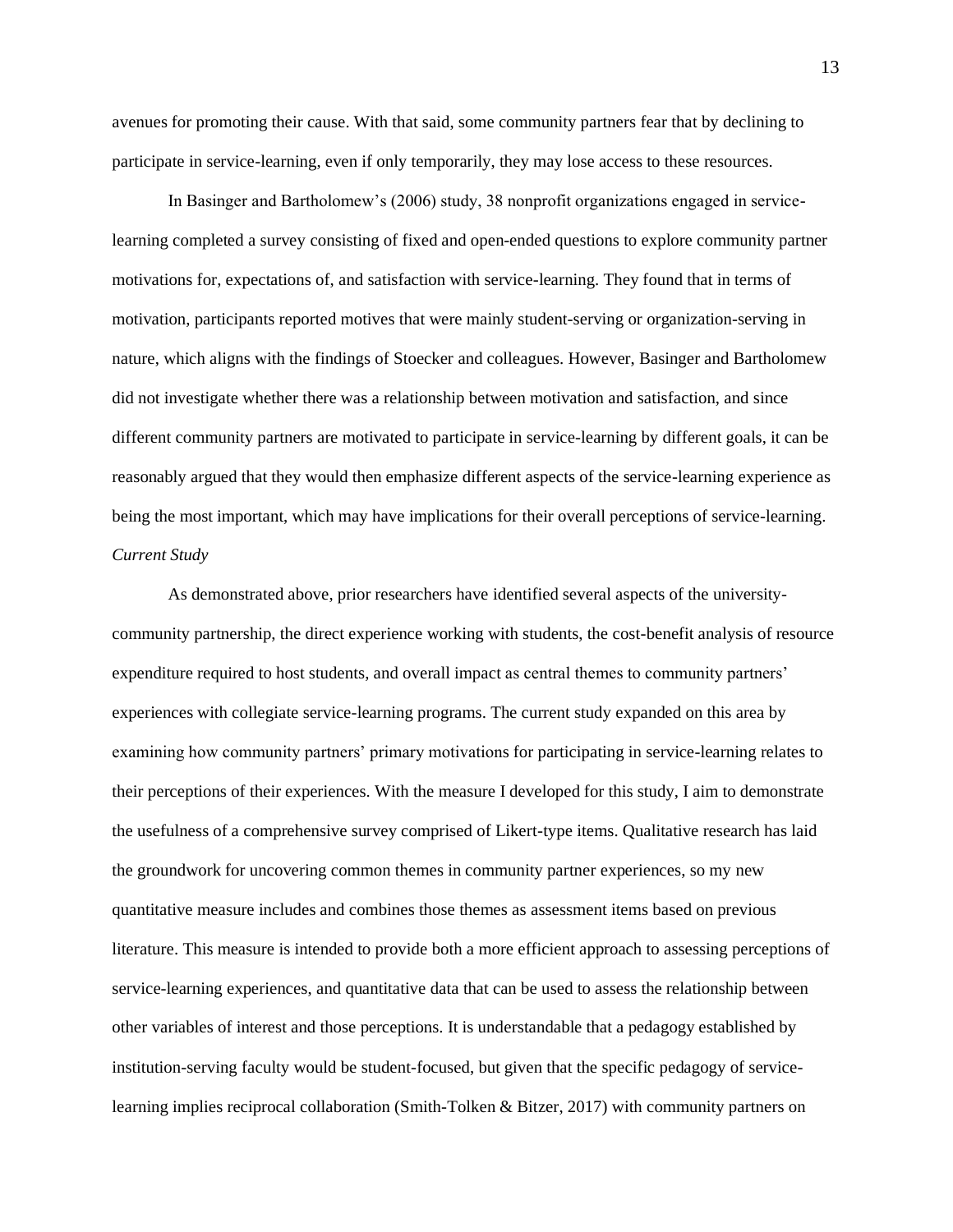avenues for promoting their cause. With that said, some community partners fear that by declining to participate in service-learning, even if only temporarily, they may lose access to these resources.

In Basinger and Bartholomew's (2006) study, 38 nonprofit organizations engaged in service-learning completed a survey consisting of fixed and open-ended questions to explore community partner motivations for, expectations of, and satisfaction with service-learning. They found that in terms of motivation, participants reported motives that were mainly student-serving or organization-serving in nature, which aligns with the findings of Stoecker and colleagues. However, Basinger and Bartholomew did not investigate whether there was a relationship between motivation and satisfaction, and since different community partners are motivated to participate in service-learning by different goals, it can be reasonably argued that they would then emphasize different aspects of the service-learning experience as being the most important, which may have implications for their overall perceptions of service-learning.

*Current Study*

As demonstrated above, prior researchers have identified several aspects of the university-community partnership, the direct experience working with students, the cost-benefit analysis of resource expenditure required to host students, and overall impact as central themes to community partners' experiences with collegiate service-learning programs. The current study expanded on this area by examining how community partners' primary motivations for participating in service-learning relates to their perceptions of their experiences. With the measure I developed for this study, I aim to demonstrate the usefulness of a comprehensive survey comprised of Likert-type items. Qualitative research has laid the groundwork for uncovering common themes in community partner experiences, so my new quantitative measure includes and combines those themes as assessment items based on previous literature. This measure is intended to provide both a more efficient approach to assessing perceptions of service-learning experiences, and quantitative data that can be used to assess the relationship between other variables of interest and those perceptions. It is understandable that a pedagogy established by institution-serving faculty would be student-focused, but given that the specific pedagogy of service-learning implies reciprocal collaboration (Smith-Tolken & Bitzer, 2017) with community partners on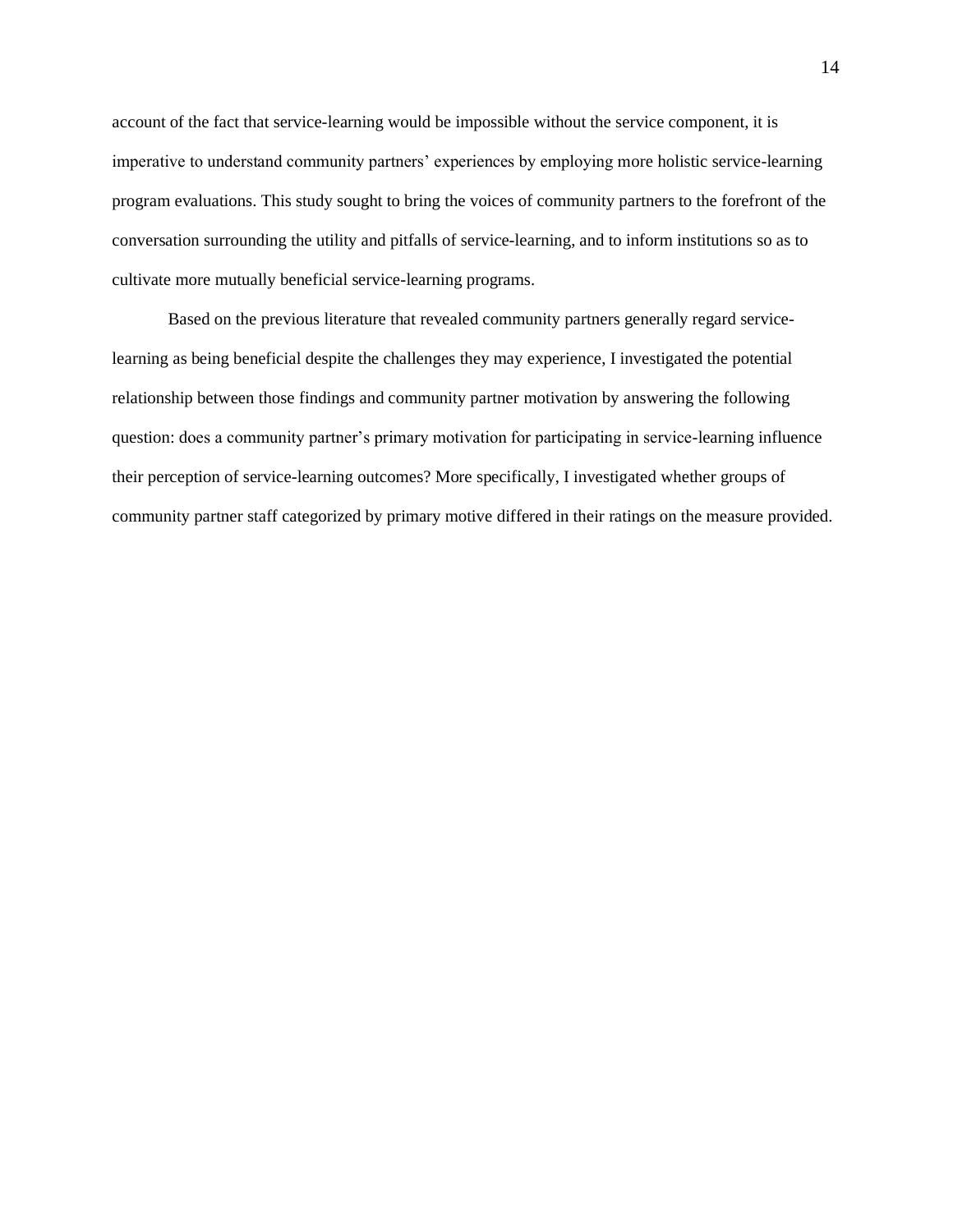account of the fact that service-learning would be impossible without the service component, it is imperative to understand community partners' experiences by employing more holistic service-learning program evaluations. This study sought to bring the voices of community partners to the forefront of the conversation surrounding the utility and pitfalls of service-learning, and to inform institutions so as to cultivate more mutually beneficial service-learning programs.

Based on the previous literature that revealed community partners generally regard service-learning as being beneficial despite the challenges they may experience, I investigated the potential relationship between those findings and community partner motivation by answering the following question: does a community partner's primary motivation for participating in service-learning influence their perception of service-learning outcomes? More specifically, I investigated whether groups of community partner staff categorized by primary motive differed in their ratings on the measure provided.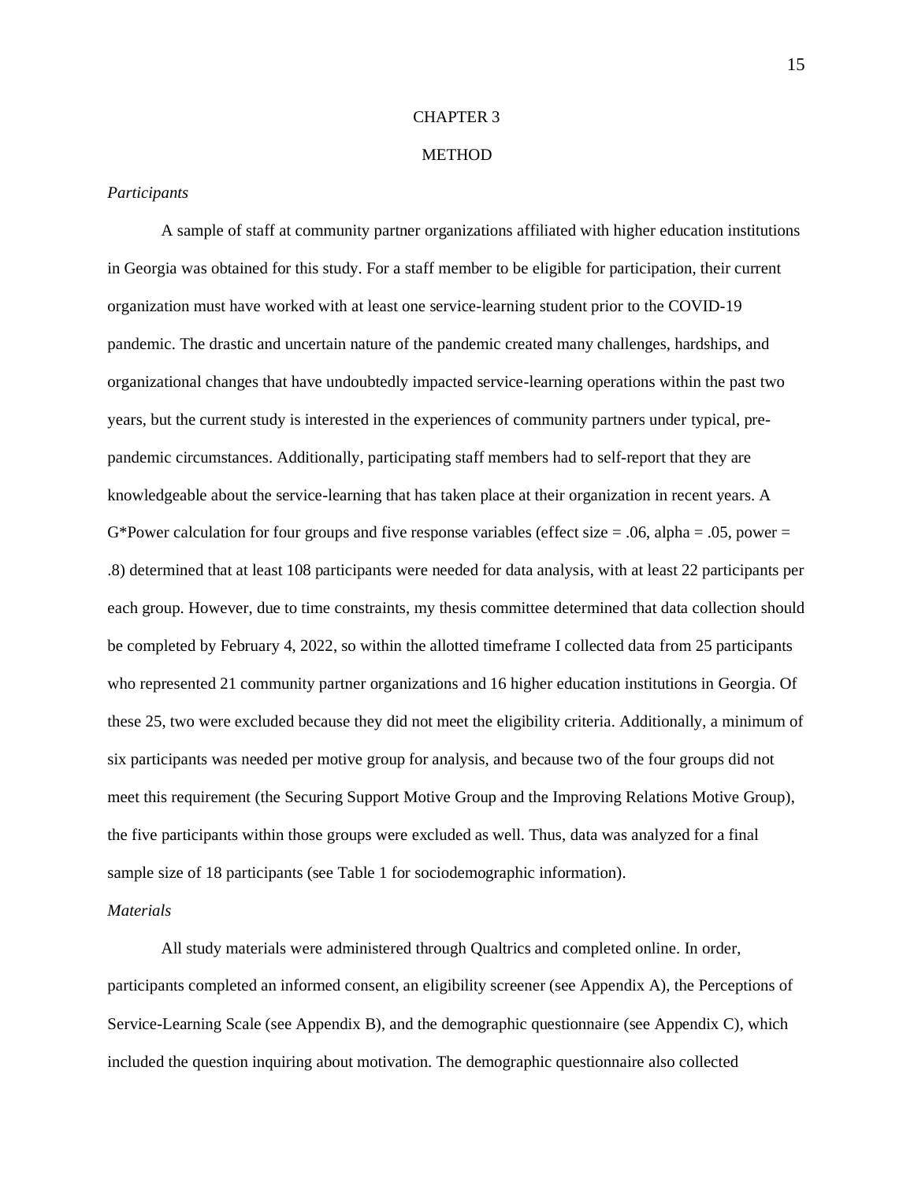# CHAPTER 3

# METHOD

### *Participants*

A sample of staff at community partner organizations affiliated with higher education institutions in Georgia was obtained for this study. For a staff member to be eligible for participation, their current organization must have worked with at least one service-learning student prior to the COVID-19 pandemic. The drastic and uncertain nature of the pandemic created many challenges, hardships, and organizational changes that have undoubtedly impacted service-learning operations within the past two years, but the current study is interested in the experiences of community partners under typical, pre-pandemic circumstances. Additionally, participating staff members had to self-report that they are knowledgeable about the service-learning that has taken place at their organization in recent years. A G*Power calculation for four groups and five response variables (effect size = .06, alpha = .05, power = .8) determined that at least 108 participants were needed for data analysis, with at least 22 participants per each group. However, due to time constraints, my thesis committee determined that data collection should be completed by February 4, 2022, so within the allotted timeframe I collected data from 25 participants who represented 21 community partner organizations and 16 higher education institutions in Georgia. Of these 25, two were excluded because they did not meet the eligibility criteria. Additionally, a minimum of six participants was needed per motive group for analysis, and because two of the four groups did not meet this requirement (the Securing Support Motive Group and the Improving Relations Motive Group), the five participants within those groups were excluded as well. Thus, data was analyzed for a final sample size of 18 participants (see Table 1 for sociodemographic information).

### *Materials*

All study materials were administered through Qualtrics and completed online. In order, participants completed an informed consent, an eligibility screener (see Appendix A), the Perceptions of Service-Learning Scale (see Appendix B), and the demographic questionnaire (see Appendix C), which included the question inquiring about motivation. The demographic questionnaire also collected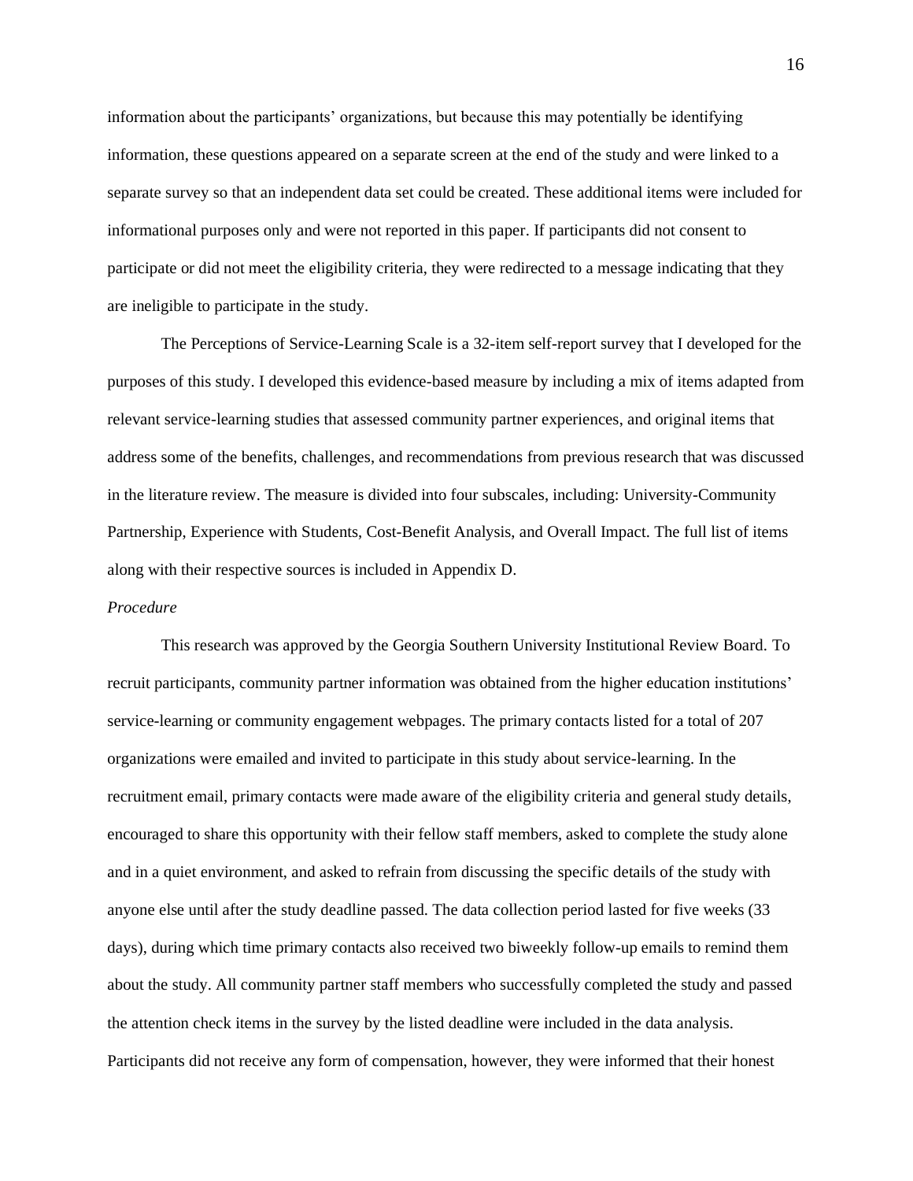information about the participants' organizations, but because this may potentially be identifying information, these questions appeared on a separate screen at the end of the study and were linked to a separate survey so that an independent data set could be created. These additional items were included for informational purposes only and were not reported in this paper. If participants did not consent to participate or did not meet the eligibility criteria, they were redirected to a message indicating that they are ineligible to participate in the study.

The Perceptions of Service-Learning Scale is a 32-item self-report survey that I developed for the purposes of this study. I developed this evidence-based measure by including a mix of items adapted from relevant service-learning studies that assessed community partner experiences, and original items that address some of the benefits, challenges, and recommendations from previous research that was discussed in the literature review. The measure is divided into four subscales, including: University-Community Partnership, Experience with Students, Cost-Benefit Analysis, and Overall Impact. The full list of items along with their respective sources is included in Appendix D.

*Procedure*

This research was approved by the Georgia Southern University Institutional Review Board. To recruit participants, community partner information was obtained from the higher education institutions' service-learning or community engagement webpages. The primary contacts listed for a total of 207 organizations were emailed and invited to participate in this study about service-learning. In the recruitment email, primary contacts were made aware of the eligibility criteria and general study details, encouraged to share this opportunity with their fellow staff members, asked to complete the study alone and in a quiet environment, and asked to refrain from discussing the specific details of the study with anyone else until after the study deadline passed. The data collection period lasted for five weeks (33 days), during which time primary contacts also received two biweekly follow-up emails to remind them about the study. All community partner staff members who successfully completed the study and passed the attention check items in the survey by the listed deadline were included in the data analysis. Participants did not receive any form of compensation, however, they were informed that their honest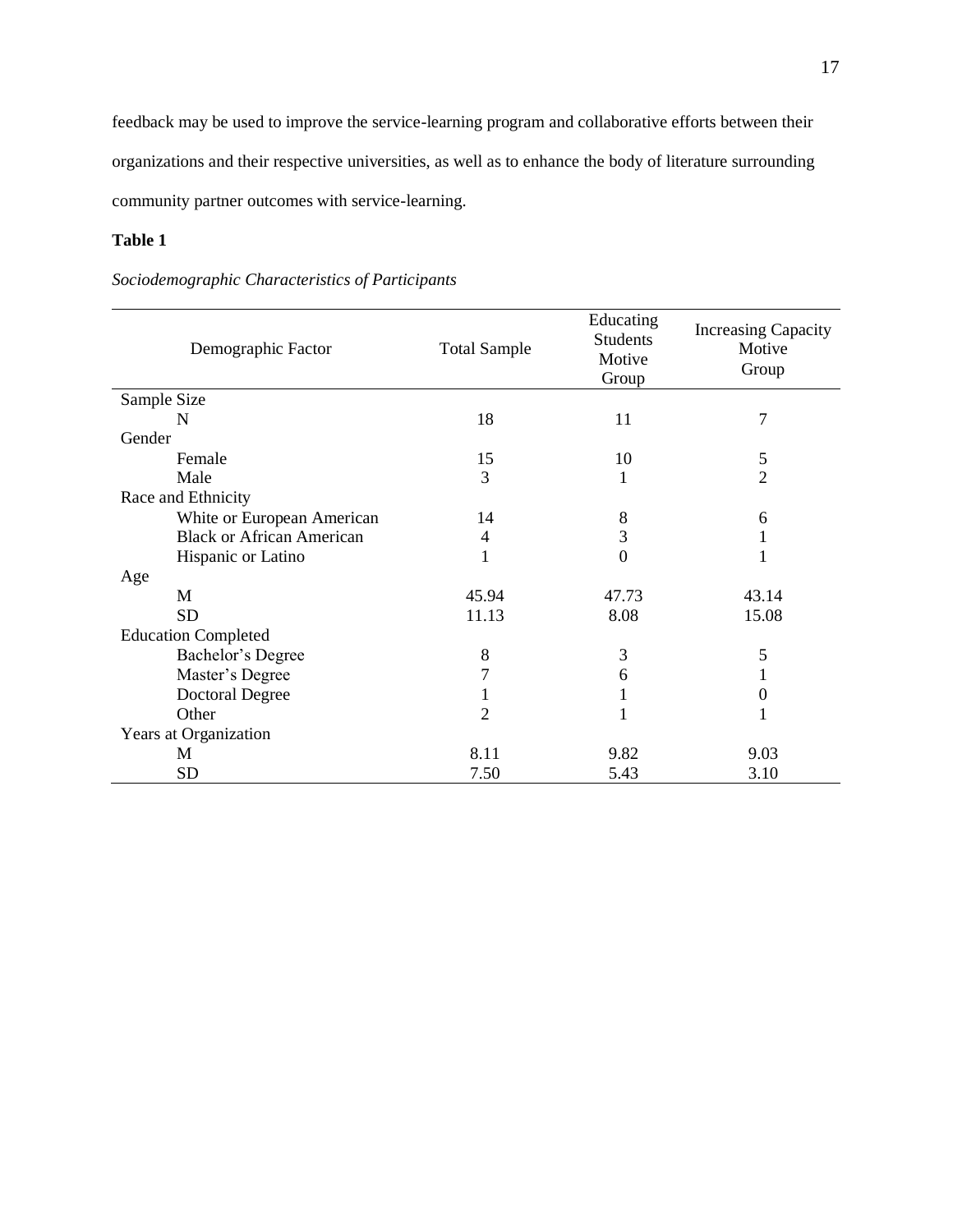feedback may be used to improve the service-learning program and collaborative efforts between their organizations and their respective universities, as well as to enhance the body of literature surrounding community partner outcomes with service-learning.

**Table 1**

*Sociodemographic Characteristics of Participants*

| Demographic Factor | Total Sample | Educating Students Motive Group | Increasing Capacity Motive Group |
|---|---|---|---|
| Sample Size | | | |
| N | 18 | 11 | 7 |
| Gender | | | |
| Female | 15 | 10 | 5 |
| Male | 3 | 1 | 2 |
| Race and Ethnicity | | | |
| White or European American | 14 | 8 | 6 |
| Black or African American | 4 | 3 | 1 |
| Hispanic or Latino | 1 | 0 | 1 |
| Age | | | |
| M | 45.94 | 47.73 | 43.14 |
| SD | 11.13 | 8.08 | 15.08 |
| Education Completed | | | |
| Bachelor's Degree | 8 | 3 | 5 |
| Master's Degree | 7 | 6 | 1 |
| Doctoral Degree | 1 | 1 | 0 |
| Other | 2 | 1 | 1 |
| Years at Organization | | | |
| M | 8.11 | 9.82 | 9.03 |
| SD | 7.50 | 5.43 | 3.10 |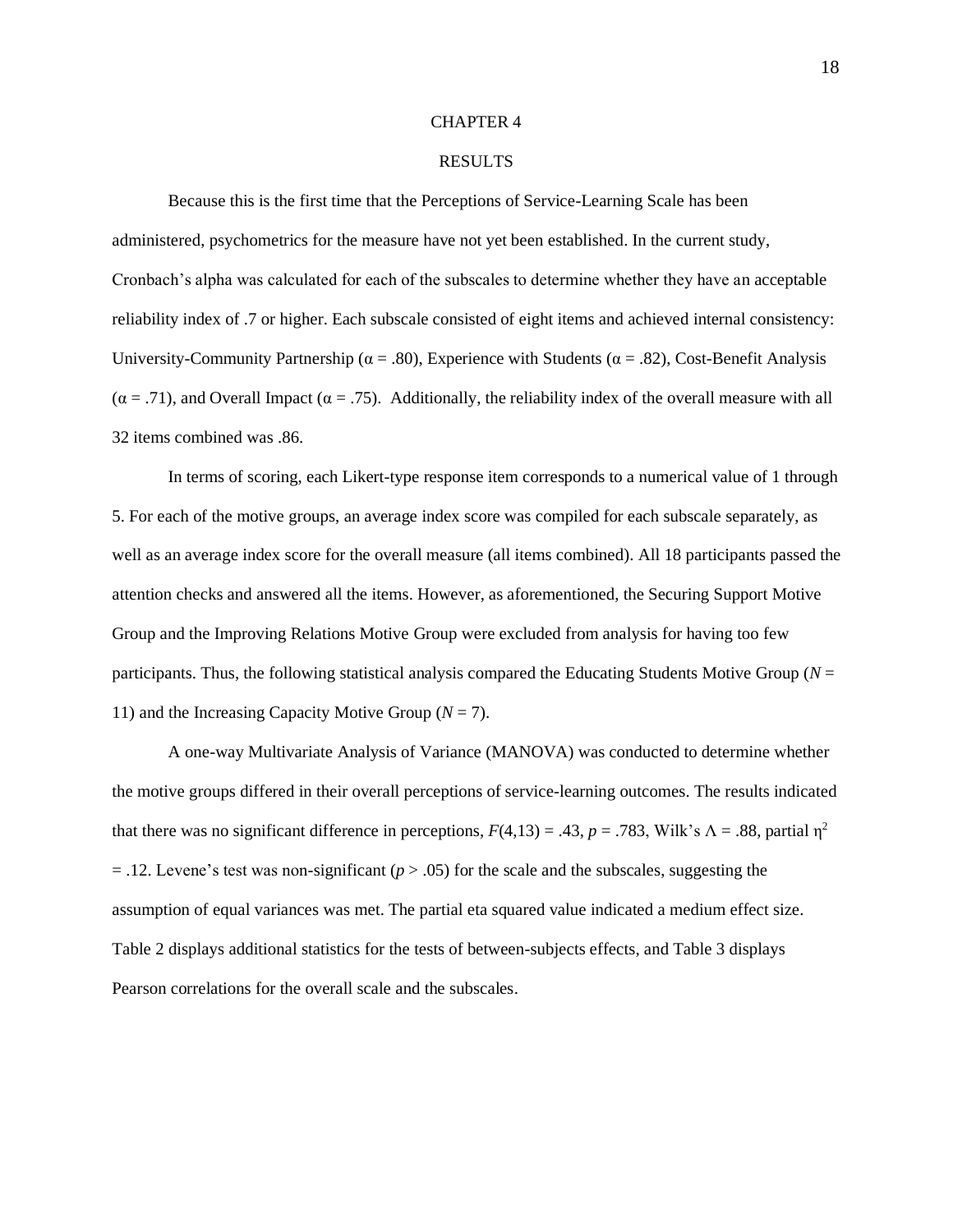# CHAPTER 4

## RESULTS

Because this is the first time that the Perceptions of Service-Learning Scale has been administered, psychometrics for the measure have not yet been established. In the current study, Cronbach's alpha was calculated for each of the subscales to determine whether they have an acceptable reliability index of .7 or higher. Each subscale consisted of eight items and achieved internal consistency: University-Community Partnership ($\alpha$ = .80), Experience with Students ($\alpha$ = .82), Cost-Benefit Analysis ($\alpha$ = .71), and Overall Impact ($\alpha$ = .75). Additionally, the reliability index of the overall measure with all 32 items combined was .86.

In terms of scoring, each Likert-type response item corresponds to a numerical value of 1 through 5. For each of the motive groups, an average index score was compiled for each subscale separately, as well as an average index score for the overall measure (all items combined). All 18 participants passed the attention checks and answered all the items. However, as aforementioned, the Securing Support Motive Group and the Improving Relations Motive Group were excluded from analysis for having too few participants. Thus, the following statistical analysis compared the Educating Students Motive Group ($N$ = 11) and the Increasing Capacity Motive Group ($N$ = 7).

A one-way Multivariate Analysis of Variance (MANOVA) was conducted to determine whether the motive groups differed in their overall perceptions of service-learning outcomes. The results indicated that there was no significant difference in perceptions, $F(4,13) = .43$, $p = .783$, Wilk's $\Lambda = .88$, partial $\eta^2 = .12$. Levene's test was non-significant ($p > .05$) for the scale and the subscales, suggesting the assumption of equal variances was met. The partial eta squared value indicated a medium effect size. Table 2 displays additional statistics for the tests of between-subjects effects, and Table 3 displays Pearson correlations for the overall scale and the subscales.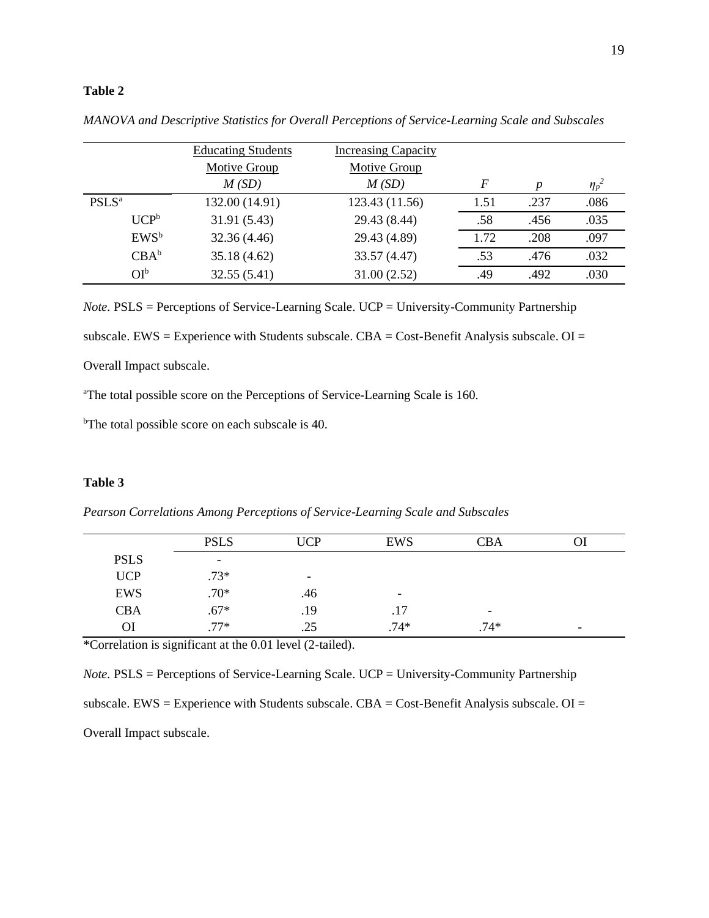**Table 2**

*MANOVA and Descriptive Statistics for Overall Perceptions of Service-Learning Scale and Subscales*

| | Educating Students Motive Group | Increasing Capacity Motive Group | | | |
|---|---|---|---|---|---|
| | *M (SD)* | *M (SD)* | *F* | *p* | $\eta_p^2$ |
| PSLS[a] | 132.00 (14.91) | 123.43 (11.56) | 1.51 | .237 | .086 |
| UCP[b] | 31.91 (5.43) | 29.43 (8.44) | .58 | .456 | .035 |
| EWS[b] | 32.36 (4.46) | 29.43 (4.89) | 1.72 | .208 | .097 |
| CBA[b] | 35.18 (4.62) | 33.57 (4.47) | .53 | .476 | .032 |
| OI[b] | 32.55 (5.41) | 31.00 (2.52) | .49 | .492 | .030 |

*Note.* PSLS = Perceptions of Service-Learning Scale. UCP = University-Community Partnership subscale. EWS = Experience with Students subscale. CBA = Cost-Benefit Analysis subscale. OI = Overall Impact subscale.

[a]The total possible score on the Perceptions of Service-Learning Scale is 160.

[b]The total possible score on each subscale is 40.

**Table 3**

*Pearson Correlations Among Perceptions of Service-Learning Scale and Subscales*

| | PSLS | UCP | EWS | CBA | OI |
|---|---|---|---|---|---|
| PSLS | - | | | | |
| UCP | .73* | - | | | |
| EWS | .70* | .46 | - | | |
| CBA | .67* | .19 | .17 | - | |
| OI | .77* | .25 | .74* | .74* | - |

*Correlation is significant at the 0.01 level (2-tailed).

*Note.* PSLS = Perceptions of Service-Learning Scale. UCP = University-Community Partnership subscale. EWS = Experience with Students subscale. CBA = Cost-Benefit Analysis subscale. OI = Overall Impact subscale.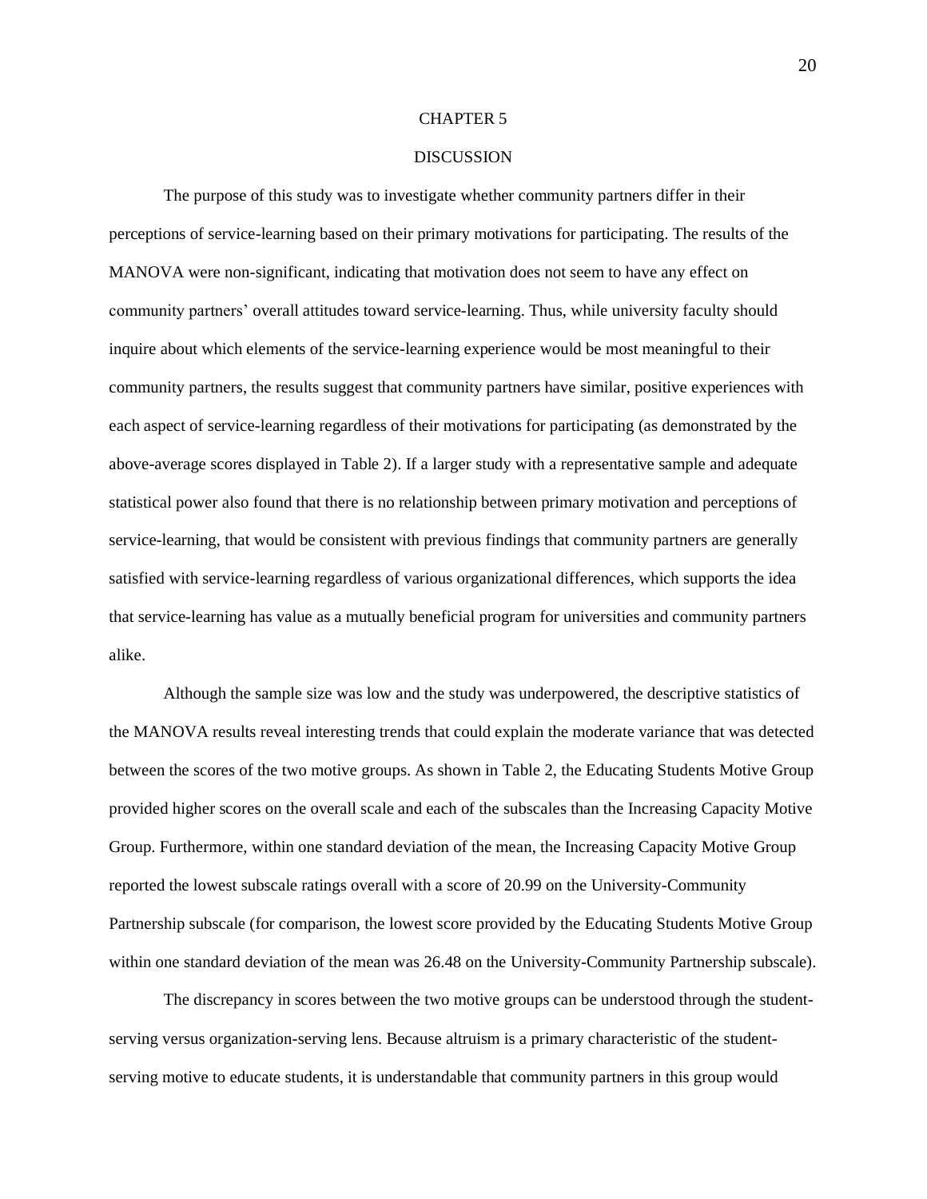# CHAPTER 5

## DISCUSSION

The purpose of this study was to investigate whether community partners differ in their perceptions of service-learning based on their primary motivations for participating. The results of the MANOVA were non-significant, indicating that motivation does not seem to have any effect on community partners' overall attitudes toward service-learning. Thus, while university faculty should inquire about which elements of the service-learning experience would be most meaningful to their community partners, the results suggest that community partners have similar, positive experiences with each aspect of service-learning regardless of their motivations for participating (as demonstrated by the above-average scores displayed in Table 2). If a larger study with a representative sample and adequate statistical power also found that there is no relationship between primary motivation and perceptions of service-learning, that would be consistent with previous findings that community partners are generally satisfied with service-learning regardless of various organizational differences, which supports the idea that service-learning has value as a mutually beneficial program for universities and community partners alike.

Although the sample size was low and the study was underpowered, the descriptive statistics of the MANOVA results reveal interesting trends that could explain the moderate variance that was detected between the scores of the two motive groups. As shown in Table 2, the Educating Students Motive Group provided higher scores on the overall scale and each of the subscales than the Increasing Capacity Motive Group. Furthermore, within one standard deviation of the mean, the Increasing Capacity Motive Group reported the lowest subscale ratings overall with a score of 20.99 on the University-Community Partnership subscale (for comparison, the lowest score provided by the Educating Students Motive Group within one standard deviation of the mean was 26.48 on the University-Community Partnership subscale).

The discrepancy in scores between the two motive groups can be understood through the student-serving versus organization-serving lens. Because altruism is a primary characteristic of the student-serving motive to educate students, it is understandable that community partners in this group would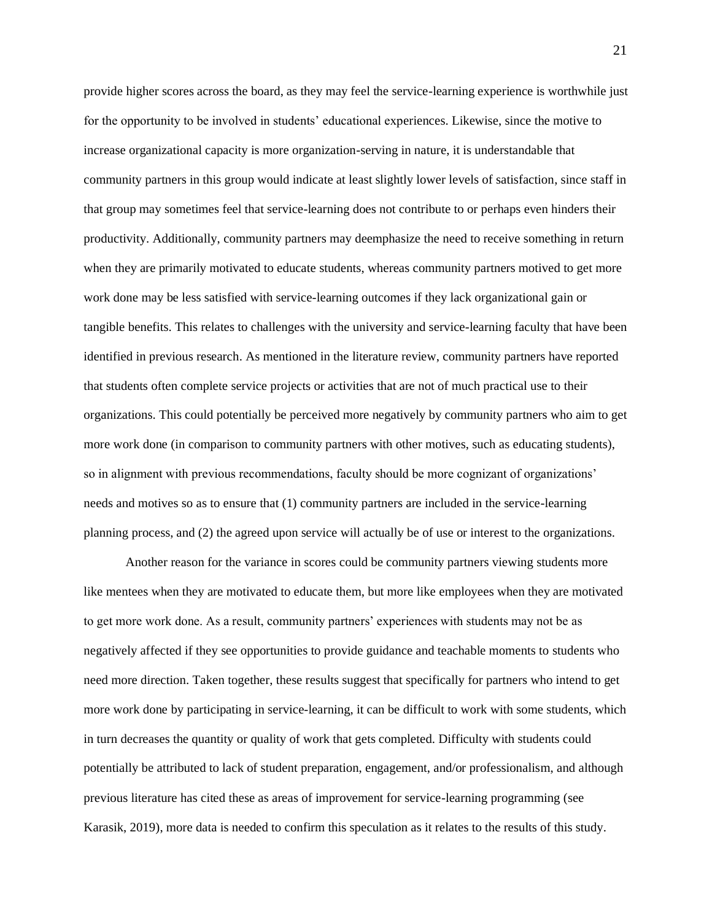provide higher scores across the board, as they may feel the service-learning experience is worthwhile just for the opportunity to be involved in students' educational experiences. Likewise, since the motive to increase organizational capacity is more organization-serving in nature, it is understandable that community partners in this group would indicate at least slightly lower levels of satisfaction, since staff in that group may sometimes feel that service-learning does not contribute to or perhaps even hinders their productivity. Additionally, community partners may deemphasize the need to receive something in return when they are primarily motivated to educate students, whereas community partners motived to get more work done may be less satisfied with service-learning outcomes if they lack organizational gain or tangible benefits. This relates to challenges with the university and service-learning faculty that have been identified in previous research. As mentioned in the literature review, community partners have reported that students often complete service projects or activities that are not of much practical use to their organizations. This could potentially be perceived more negatively by community partners who aim to get more work done (in comparison to community partners with other motives, such as educating students), so in alignment with previous recommendations, faculty should be more cognizant of organizations' needs and motives so as to ensure that (1) community partners are included in the service-learning planning process, and (2) the agreed upon service will actually be of use or interest to the organizations.

Another reason for the variance in scores could be community partners viewing students more like mentees when they are motivated to educate them, but more like employees when they are motivated to get more work done. As a result, community partners' experiences with students may not be as negatively affected if they see opportunities to provide guidance and teachable moments to students who need more direction. Taken together, these results suggest that specifically for partners who intend to get more work done by participating in service-learning, it can be difficult to work with some students, which in turn decreases the quantity or quality of work that gets completed. Difficulty with students could potentially be attributed to lack of student preparation, engagement, and/or professionalism, and although previous literature has cited these as areas of improvement for service-learning programming (see Karasik, 2019), more data is needed to confirm this speculation as it relates to the results of this study.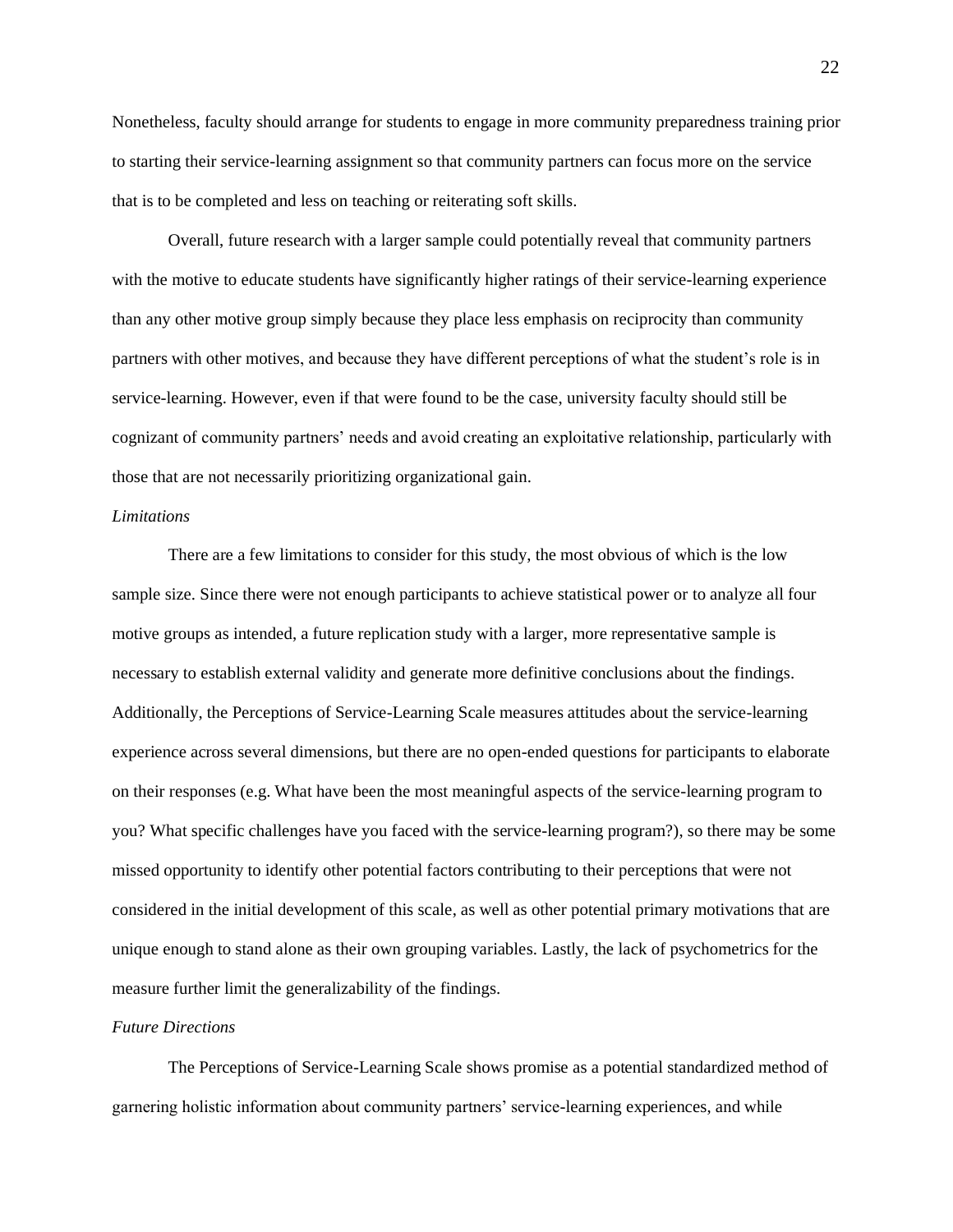Nonetheless, faculty should arrange for students to engage in more community preparedness training prior to starting their service-learning assignment so that community partners can focus more on the service that is to be completed and less on teaching or reiterating soft skills.

Overall, future research with a larger sample could potentially reveal that community partners with the motive to educate students have significantly higher ratings of their service-learning experience than any other motive group simply because they place less emphasis on reciprocity than community partners with other motives, and because they have different perceptions of what the student's role is in service-learning. However, even if that were found to be the case, university faculty should still be cognizant of community partners' needs and avoid creating an exploitative relationship, particularly with those that are not necessarily prioritizing organizational gain.

### *Limitations*

There are a few limitations to consider for this study, the most obvious of which is the low sample size. Since there were not enough participants to achieve statistical power or to analyze all four motive groups as intended, a future replication study with a larger, more representative sample is necessary to establish external validity and generate more definitive conclusions about the findings. Additionally, the Perceptions of Service-Learning Scale measures attitudes about the service-learning experience across several dimensions, but there are no open-ended questions for participants to elaborate on their responses (e.g. What have been the most meaningful aspects of the service-learning program to you? What specific challenges have you faced with the service-learning program?), so there may be some missed opportunity to identify other potential factors contributing to their perceptions that were not considered in the initial development of this scale, as well as other potential primary motivations that are unique enough to stand alone as their own grouping variables. Lastly, the lack of psychometrics for the measure further limit the generalizability of the findings.

### *Future Directions*

The Perceptions of Service-Learning Scale shows promise as a potential standardized method of garnering holistic information about community partners' service-learning experiences, and while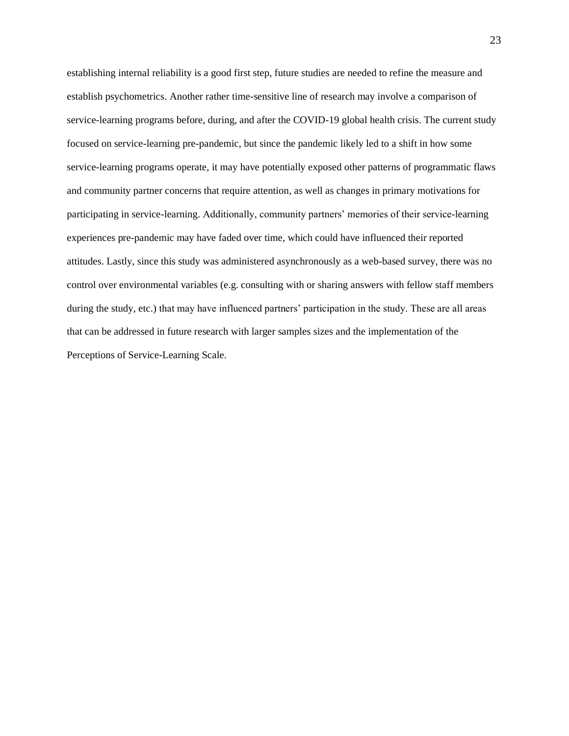establishing internal reliability is a good first step, future studies are needed to refine the measure and establish psychometrics. Another rather time-sensitive line of research may involve a comparison of service-learning programs before, during, and after the COVID-19 global health crisis. The current study focused on service-learning pre-pandemic, but since the pandemic likely led to a shift in how some service-learning programs operate, it may have potentially exposed other patterns of programmatic flaws and community partner concerns that require attention, as well as changes in primary motivations for participating in service-learning. Additionally, community partners' memories of their service-learning experiences pre-pandemic may have faded over time, which could have influenced their reported attitudes. Lastly, since this study was administered asynchronously as a web-based survey, there was no control over environmental variables (e.g. consulting with or sharing answers with fellow staff members during the study, etc.) that may have influenced partners' participation in the study. These are all areas that can be addressed in future research with larger samples sizes and the implementation of the Perceptions of Service-Learning Scale.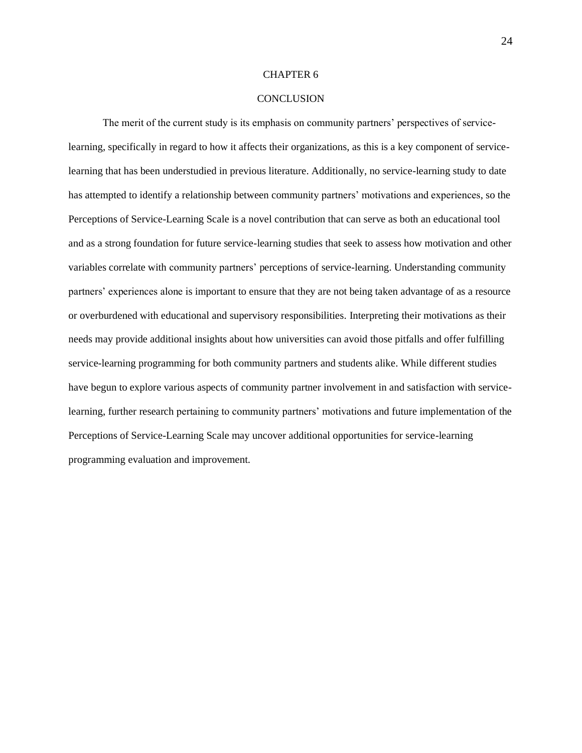# CHAPTER 6

# CONCLUSION

The merit of the current study is its emphasis on community partners' perspectives of service-learning, specifically in regard to how it affects their organizations, as this is a key component of service-learning that has been understudied in previous literature. Additionally, no service-learning study to date has attempted to identify a relationship between community partners' motivations and experiences, so the Perceptions of Service-Learning Scale is a novel contribution that can serve as both an educational tool and as a strong foundation for future service-learning studies that seek to assess how motivation and other variables correlate with community partners' perceptions of service-learning. Understanding community partners' experiences alone is important to ensure that they are not being taken advantage of as a resource or overburdened with educational and supervisory responsibilities. Interpreting their motivations as their needs may provide additional insights about how universities can avoid those pitfalls and offer fulfilling service-learning programming for both community partners and students alike. While different studies have begun to explore various aspects of community partner involvement in and satisfaction with service-learning, further research pertaining to community partners' motivations and future implementation of the Perceptions of Service-Learning Scale may uncover additional opportunities for service-learning programming evaluation and improvement.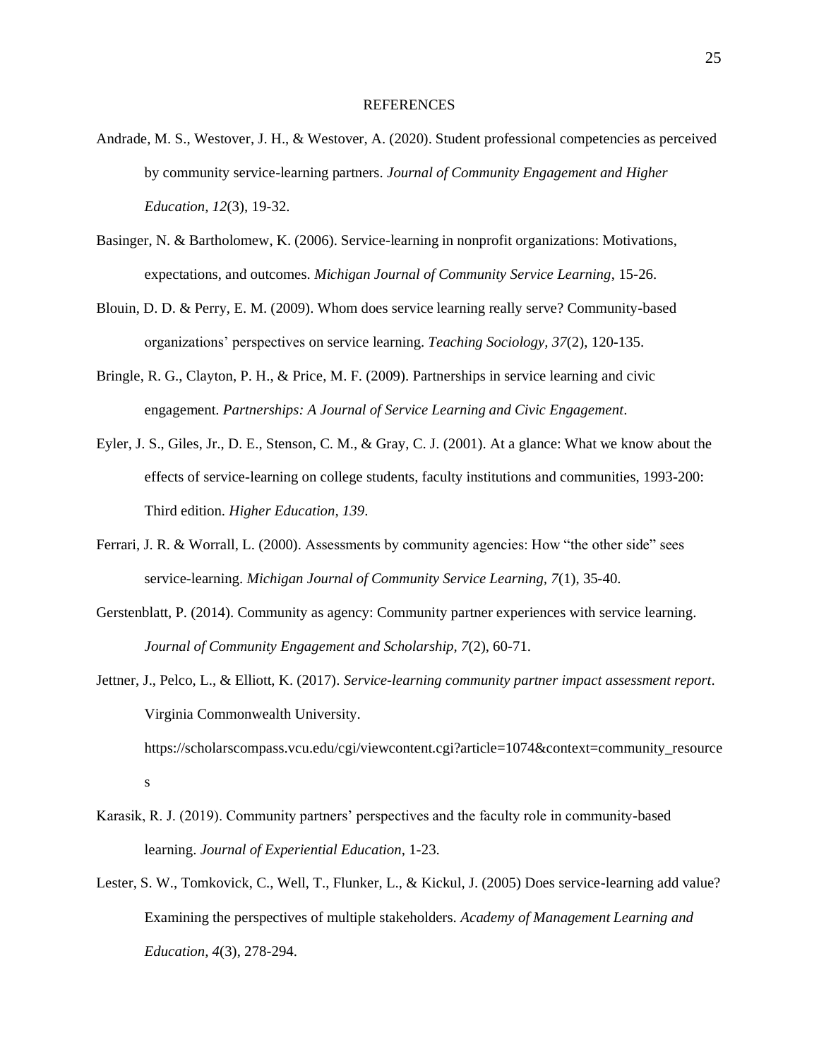# REFERENCES

Andrade, M. S., Westover, J. H., & Westover, A. (2020). Student professional competencies as perceived by community service-learning partners. *Journal of Community Engagement and Higher Education, 12*(3), 19-32.

Basinger, N. & Bartholomew, K. (2006). Service-learning in nonprofit organizations: Motivations, expectations, and outcomes. *Michigan Journal of Community Service Learning*, 15-26.

Blouin, D. D. & Perry, E. M. (2009). Whom does service learning really serve? Community-based organizations' perspectives on service learning. *Teaching Sociology, 37*(2), 120-135.

Bringle, R. G., Clayton, P. H., & Price, M. F. (2009). Partnerships in service learning and civic engagement. *Partnerships: A Journal of Service Learning and Civic Engagement*.

Eyler, J. S., Giles, Jr., D. E., Stenson, C. M., & Gray, C. J. (2001). At a glance: What we know about the effects of service-learning on college students, faculty institutions and communities, 1993-200: Third edition. *Higher Education, 139*.

Ferrari, J. R. & Worrall, L. (2000). Assessments by community agencies: How "the other side" sees service-learning. *Michigan Journal of Community Service Learning, 7*(1), 35-40.

Gerstenblatt, P. (2014). Community as agency: Community partner experiences with service learning. *Journal of Community Engagement and Scholarship, 7*(2), 60-71.

Jettner, J., Pelco, L., & Elliott, K. (2017). *Service-learning community partner impact assessment report*. Virginia Commonwealth University. https://scholarscompass.vcu.edu/cgi/viewcontent.cgi?article=1074&context=community_resources

Karasik, R. J. (2019). Community partners' perspectives and the faculty role in community-based learning. *Journal of Experiential Education*, 1-23.

Lester, S. W., Tomkovick, C., Well, T., Flunker, L., & Kickul, J. (2005) Does service-learning add value? Examining the perspectives of multiple stakeholders. *Academy of Management Learning and Education, 4*(3), 278-294.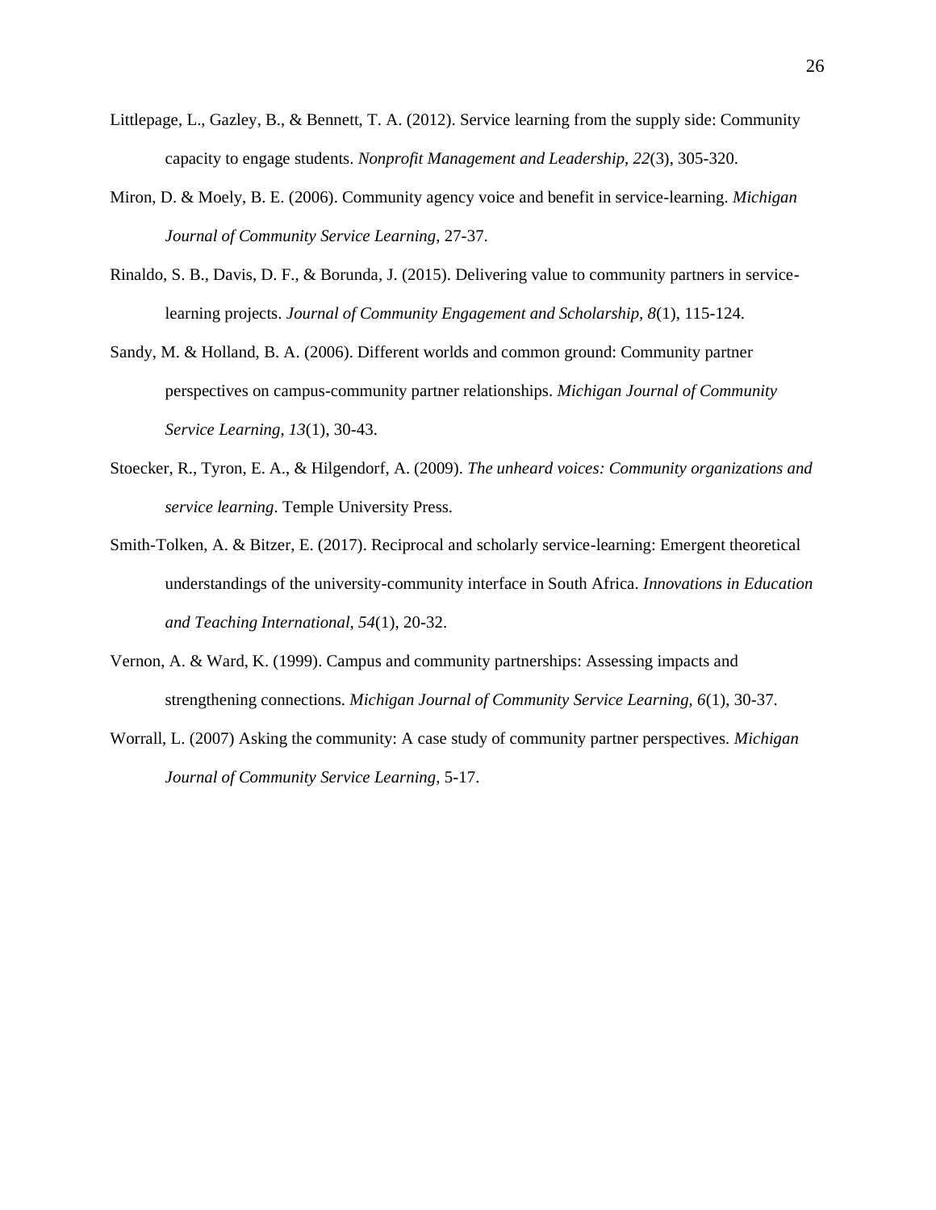Littlepage, L., Gazley, B., & Bennett, T. A. (2012). Service learning from the supply side: Community capacity to engage students. *Nonprofit Management and Leadership, 22*(3), 305-320.

Miron, D. & Moely, B. E. (2006). Community agency voice and benefit in service-learning. *Michigan Journal of Community Service Learning*, 27-37.

Rinaldo, S. B., Davis, D. F., & Borunda, J. (2015). Delivering value to community partners in service-learning projects. *Journal of Community Engagement and Scholarship, 8*(1), 115-124.

Sandy, M. & Holland, B. A. (2006). Different worlds and common ground: Community partner perspectives on campus-community partner relationships. *Michigan Journal of Community Service Learning, 13*(1), 30-43.

Stoecker, R., Tyron, E. A., & Hilgendorf, A. (2009). *The unheard voices: Community organizations and service learning*. Temple University Press.

Smith-Tolken, A. & Bitzer, E. (2017). Reciprocal and scholarly service-learning: Emergent theoretical understandings of the university-community interface in South Africa. *Innovations in Education and Teaching International, 54*(1), 20-32.

Vernon, A. & Ward, K. (1999). Campus and community partnerships: Assessing impacts and strengthening connections. *Michigan Journal of Community Service Learning, 6*(1), 30-37.

Worrall, L. (2007) Asking the community: A case study of community partner perspectives. *Michigan Journal of Community Service Learning*, 5-17.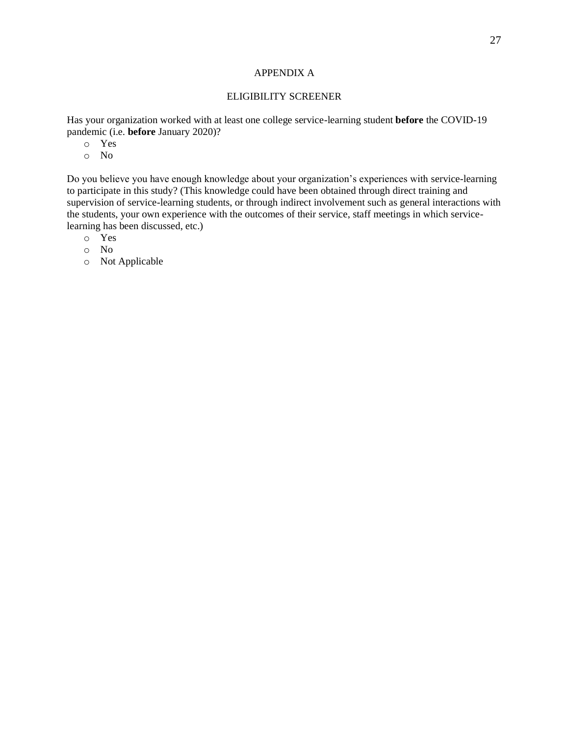# APPENDIX A

## ELIGIBILITY SCREENER

Has your organization worked with at least one college service-learning student **before** the COVID-19 pandemic (i.e. **before** January 2020)?

- Yes
- No

Do you believe you have enough knowledge about your organization's experiences with service-learning to participate in this study? (This knowledge could have been obtained through direct training and supervision of service-learning students, or through indirect involvement such as general interactions with the students, your own experience with the outcomes of their service, staff meetings in which service-learning has been discussed, etc.)

- Yes
- No
- Not Applicable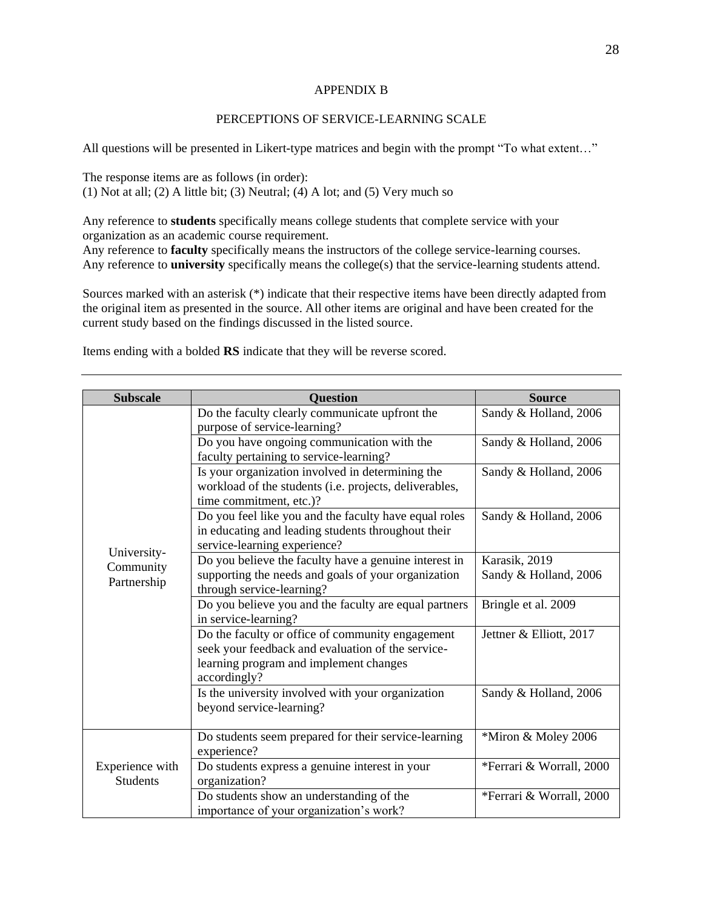# APPENDIX B

## PERCEPTIONS OF SERVICE-LEARNING SCALE

All questions will be presented in Likert-type matrices and begin with the prompt "To what extent…"

The response items are as follows (in order):
(1) Not at all; (2) A little bit; (3) Neutral; (4) A lot; and (5) Very much so

Any reference to **students** specifically means college students that complete service with your organization as an academic course requirement.
Any reference to **faculty** specifically means the instructors of the college service-learning courses.
Any reference to **university** specifically means the college(s) that the service-learning students attend.

Sources marked with an asterisk (*) indicate that their respective items have been directly adapted from the original item as presented in the source. All other items are original and have been created for the current study based on the findings discussed in the listed source.

Items ending with a bolded **RS** indicate that they will be reverse scored.

---

| Subscale | Question | Source |
|---|---|---|
| University-Community Partnership | Do the faculty clearly communicate upfront the purpose of service-learning? | Sandy & Holland, 2006 |
| | Do you have ongoing communication with the faculty pertaining to service-learning? | Sandy & Holland, 2006 |
| | Is your organization involved in determining the workload of the students (i.e. projects, deliverables, time commitment, etc.)? | Sandy & Holland, 2006 |
| | Do you feel like you and the faculty have equal roles in educating and leading students throughout their service-learning experience? | Sandy & Holland, 2006 |
| | Do you believe the faculty have a genuine interest in supporting the needs and goals of your organization through service-learning? | Karasik, 2019<br>Sandy & Holland, 2006 |
| | Do you believe you and the faculty are equal partners in service-learning? | Bringle et al. 2009 |
| | Do the faculty or office of community engagement seek your feedback and evaluation of the service-learning program and implement changes accordingly? | Jettner & Elliott, 2017 |
| | Is the university involved with your organization beyond service-learning? | Sandy & Holland, 2006 |
| Experience with Students | Do students seem prepared for their service-learning experience? | *Miron & Moley 2006 |
| | Do students express a genuine interest in your organization? | *Ferrari & Worrall, 2000 |
| | Do students show an understanding of the importance of your organization's work? | *Ferrari & Worrall, 2000 |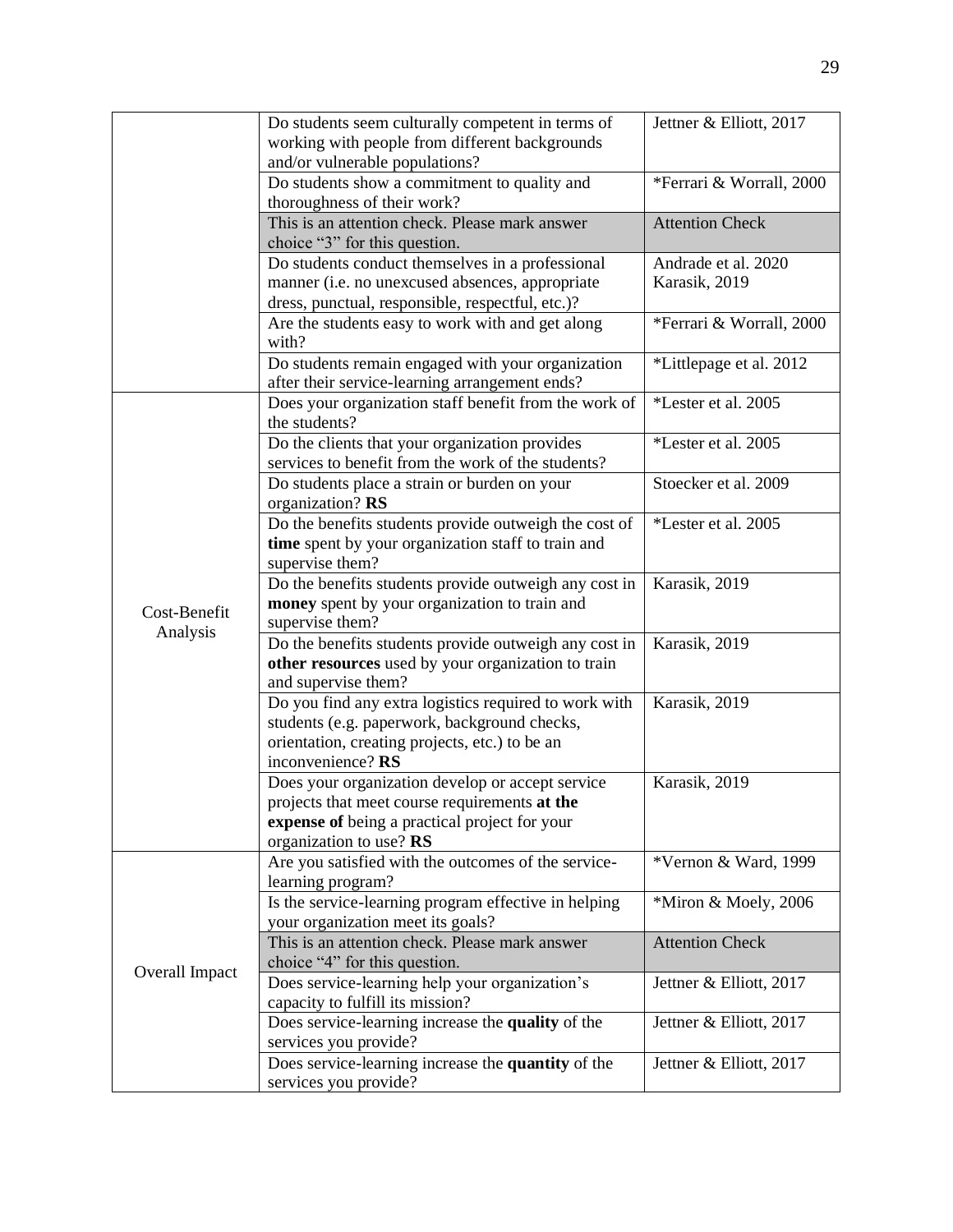| | | |
|---|---|---|
| | Do students seem culturally competent in terms of working with people from different backgrounds and/or vulnerable populations? | Jettner & Elliott, 2017 |
| | Do students show a commitment to quality and thoroughness of their work? | *Ferrari & Worrall, 2000 |
| | This is an attention check. Please mark answer choice "3" for this question. | Attention Check |
| | Do students conduct themselves in a professional manner (i.e. no unexcused absences, appropriate dress, punctual, responsible, respectful, etc.)? | Andrade et al. 2020<br>Karasik, 2019 |
| | Are the students easy to work with and get along with? | *Ferrari & Worrall, 2000 |
| | Do students remain engaged with your organization after their service-learning arrangement ends? | *Littlepage et al. 2012 |
| Cost-Benefit Analysis | Does your organization staff benefit from the work of the students? | *Lester et al. 2005 |
| | Do the clients that your organization provides services to benefit from the work of the students? | *Lester et al. 2005 |
| | Do students place a strain or burden on your organization? **RS** | Stoecker et al. 2009 |
| | Do the benefits students provide outweigh the cost of **time** spent by your organization staff to train and supervise them? | *Lester et al. 2005 |
| | Do the benefits students provide outweigh any cost in **money** spent by your organization to train and supervise them? | Karasik, 2019 |
| | Do the benefits students provide outweigh any cost in **other resources** used by your organization to train and supervise them? | Karasik, 2019 |
| | Do you find any extra logistics required to work with students (e.g. paperwork, background checks, orientation, creating projects, etc.) to be an inconvenience? **RS** | Karasik, 2019 |
| | Does your organization develop or accept service projects that meet course requirements **at the expense of** being a practical project for your organization to use? **RS** | Karasik, 2019 |
| Overall Impact | Are you satisfied with the outcomes of the service-learning program? | *Vernon & Ward, 1999 |
| | Is the service-learning program effective in helping your organization meet its goals? | *Miron & Moely, 2006 |
| | This is an attention check. Please mark answer choice "4" for this question. | Attention Check |
| | Does service-learning help your organization's capacity to fulfill its mission? | Jettner & Elliott, 2017 |
| | Does service-learning increase the **quality** of the services you provide? | Jettner & Elliott, 2017 |
| | Does service-learning increase the **quantity** of the services you provide? | Jettner & Elliott, 2017 |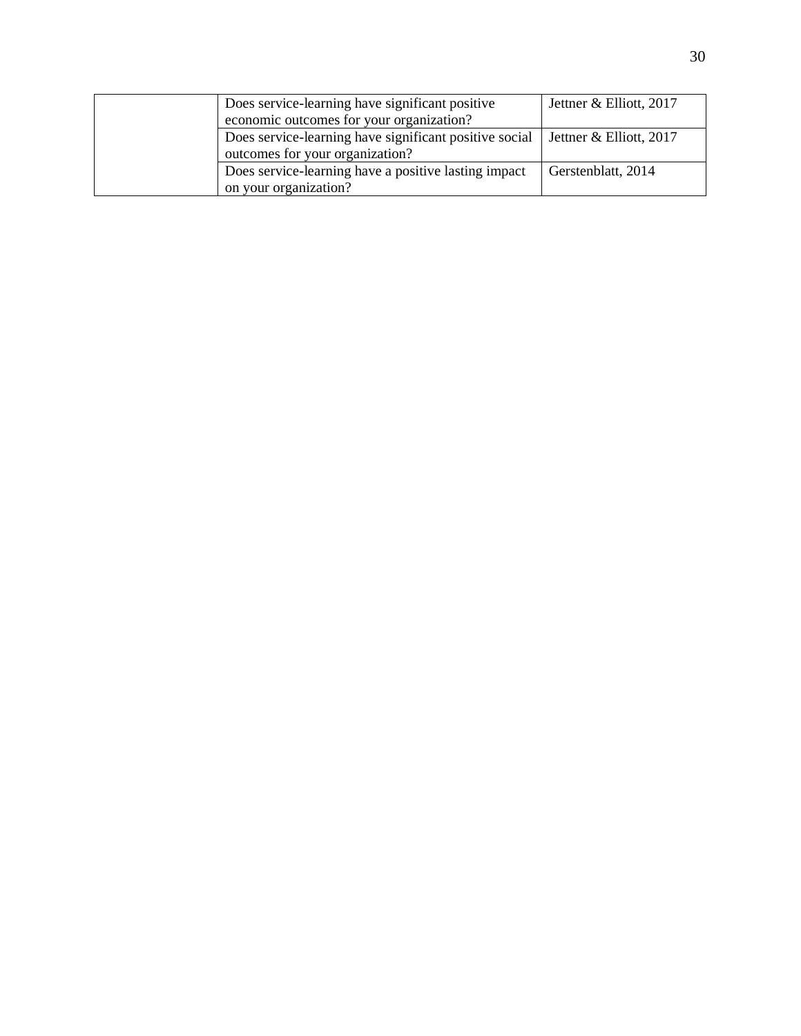| | | |
|---|---|---|
| | Does service-learning have significant positive economic outcomes for your organization? | Jettner & Elliott, 2017 |
| | Does service-learning have significant positive social outcomes for your organization? | Jettner & Elliott, 2017 |
| | Does service-learning have a positive lasting impact on your organization? | Gerstenblatt, 2014 |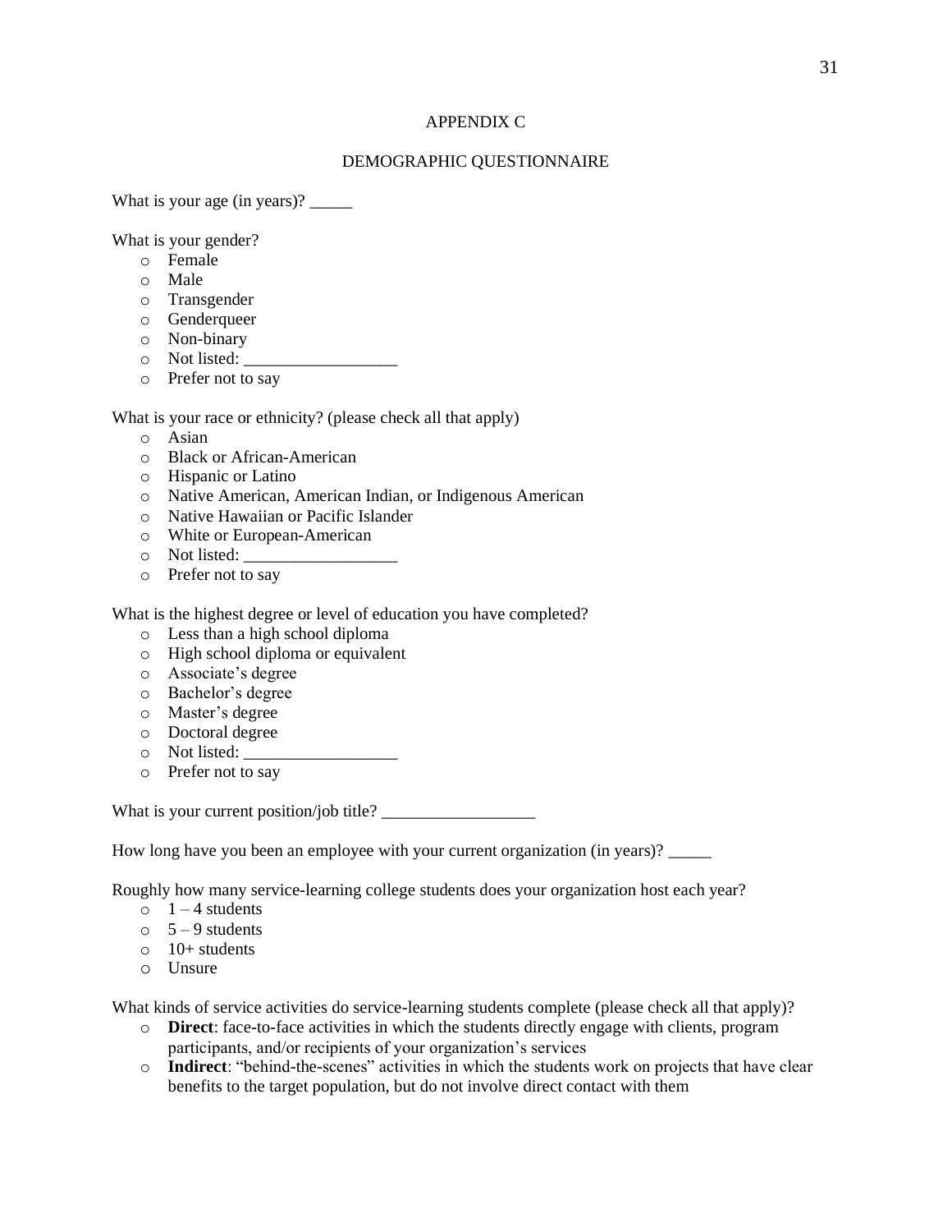# APPENDIX C

## DEMOGRAPHIC QUESTIONNAIRE

What is your age (in years)? _____

What is your gender?

- o Female
- o Male
- o Transgender
- o Genderqueer
- o Non-binary
- o Not listed: __________________
- o Prefer not to say

What is your race or ethnicity? (please check all that apply)

- o Asian
- o Black or African-American
- o Hispanic or Latino
- o Native American, American Indian, or Indigenous American
- o Native Hawaiian or Pacific Islander
- o White or European-American
- o Not listed: __________________
- o Prefer not to say

What is the highest degree or level of education you have completed?

- o Less than a high school diploma
- o High school diploma or equivalent
- o Associate's degree
- o Bachelor's degree
- o Master's degree
- o Doctoral degree
- o Not listed: __________________
- o Prefer not to say

What is your current position/job title? __________________

How long have you been an employee with your current organization (in years)? _____

Roughly how many service-learning college students does your organization host each year?

- o 1 – 4 students
- o 5 – 9 students
- o 10+ students
- o Unsure

What kinds of service activities do service-learning students complete (please check all that apply)?

- o **Direct**: face-to-face activities in which the students directly engage with clients, program participants, and/or recipients of your organization's services
- o **Indirect**: "behind-the-scenes" activities in which the students work on projects that have clear benefits to the target population, but do not involve direct contact with them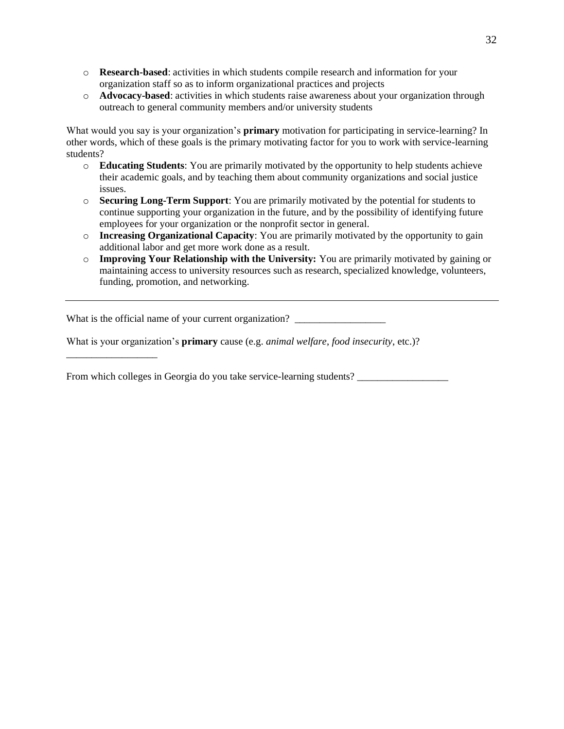- **Research-based**: activities in which students compile research and information for your organization staff so as to inform organizational practices and projects
- **Advocacy-based**: activities in which students raise awareness about your organization through outreach to general community members and/or university students

What would you say is your organization's **primary** motivation for participating in service-learning? In other words, which of these goals is the primary motivating factor for you to work with service-learning students?

- **Educating Students**: You are primarily motivated by the opportunity to help students achieve their academic goals, and by teaching them about community organizations and social justice issues.
- **Securing Long-Term Support**: You are primarily motivated by the potential for students to continue supporting your organization in the future, and by the possibility of identifying future employees for your organization or the nonprofit sector in general.
- **Increasing Organizational Capacity**: You are primarily motivated by the opportunity to gain additional labor and get more work done as a result.
- **Improving Your Relationship with the University:** You are primarily motivated by gaining or maintaining access to university resources such as research, specialized knowledge, volunteers, funding, promotion, and networking.

---

What is the official name of your current organization? __________________

What is your organization's **primary** cause (e.g. *animal welfare*, *food insecurity*, etc.)? __________________

From which colleges in Georgia do you take service-learning students? __________________